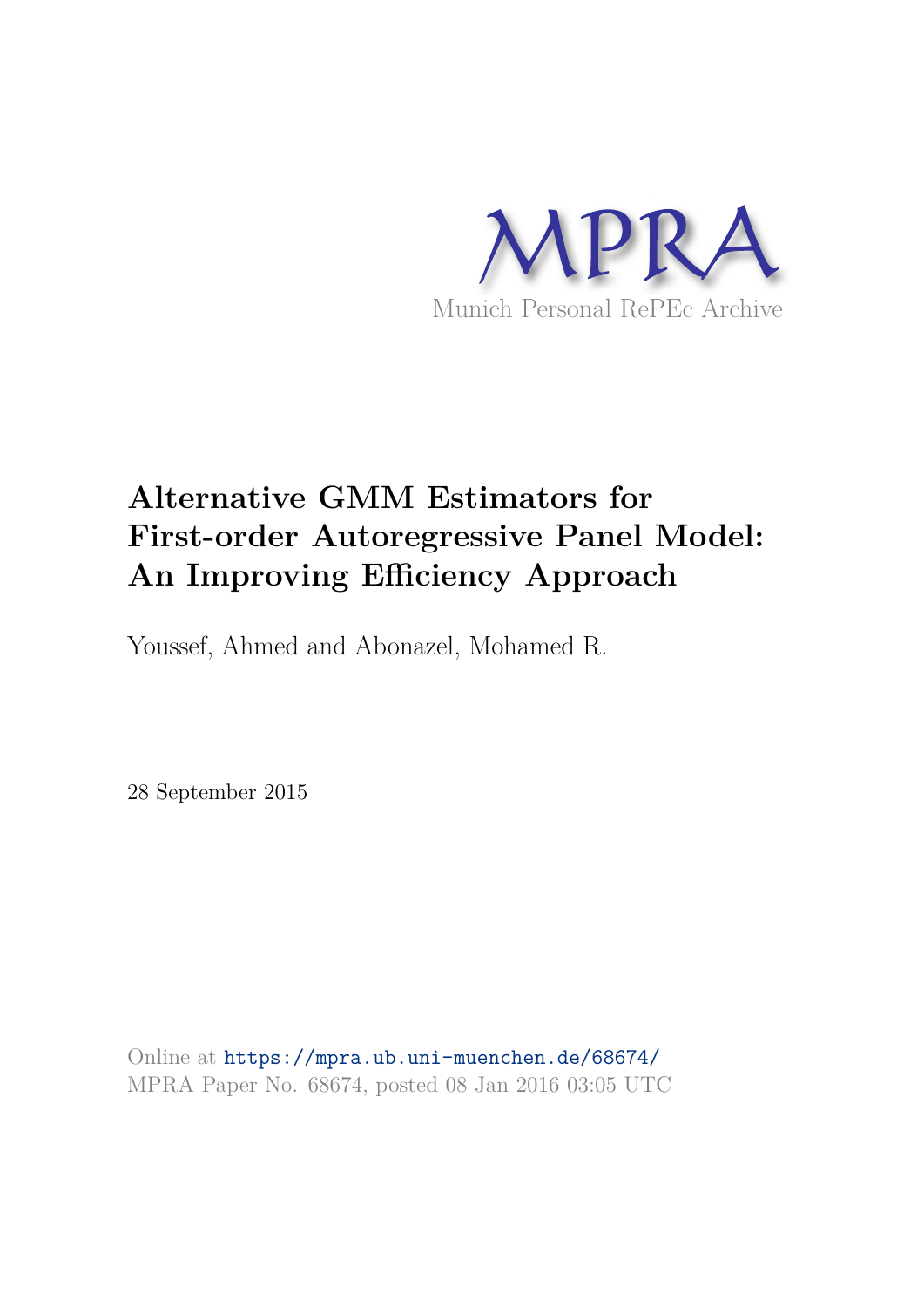MPRA

Munich Personal RePEc Archive

# Alternative GMM Estimators for First-order Autoregressive Panel Model: An Improving Efficiency Approach

Youssef, Ahmed and Abonazel, Mohamed R.

28 September 2015

Online at https://mpra.ub.uni-muenchen.de/68674/
MPRA Paper No. 68674, posted 08 Jan 2016 03:05 UTC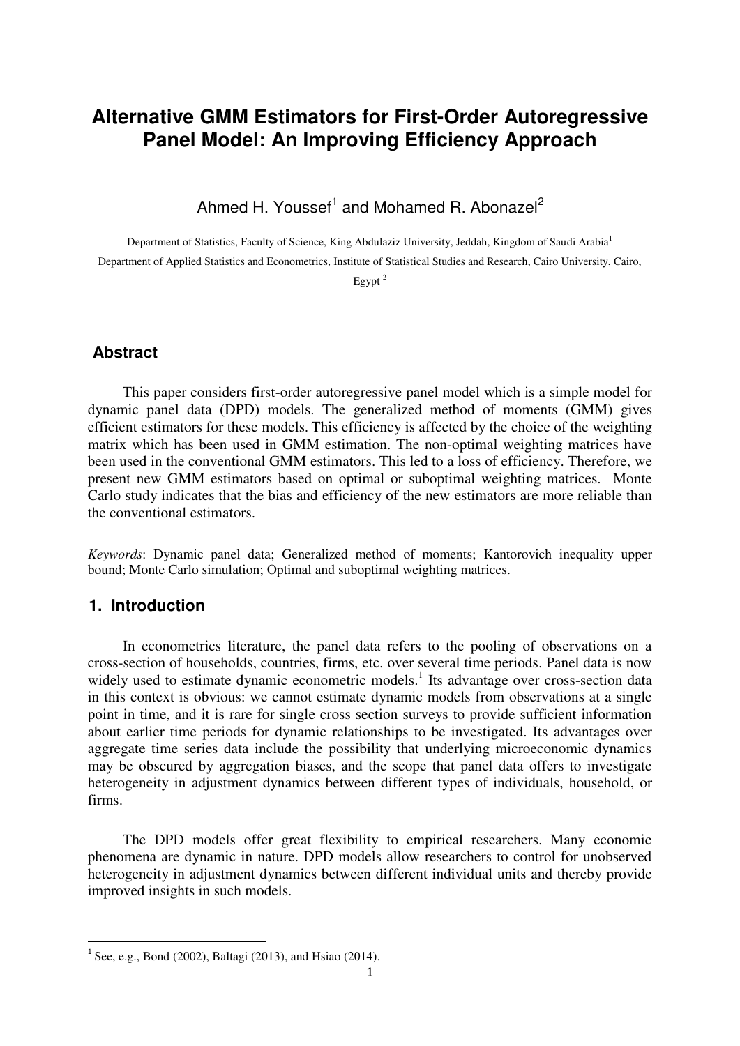# Alternative GMM Estimators for First-Order Autoregressive Panel Model: An Improving Efficiency Approach

Ahmed H. Youssef[1] and Mohamed R. Abonazel[2]

Department of Statistics, Faculty of Science, King Abdulaziz University, Jeddah, Kingdom of Saudi Arabia[1]

Department of Applied Statistics and Econometrics, Institute of Statistical Studies and Research, Cairo University, Cairo, Egypt [2]

## Abstract

This paper considers first-order autoregressive panel model which is a simple model for dynamic panel data (DPD) models. The generalized method of moments (GMM) gives efficient estimators for these models. This efficiency is affected by the choice of the weighting matrix which has been used in GMM estimation. The non-optimal weighting matrices have been used in the conventional GMM estimators. This led to a loss of efficiency. Therefore, we present new GMM estimators based on optimal or suboptimal weighting matrices. Monte Carlo study indicates that the bias and efficiency of the new estimators are more reliable than the conventional estimators.

*Keywords*: Dynamic panel data; Generalized method of moments; Kantorovich inequality upper bound; Monte Carlo simulation; Optimal and suboptimal weighting matrices.

## 1. Introduction

In econometrics literature, the panel data refers to the pooling of observations on a cross-section of households, countries, firms, etc. over several time periods. Panel data is now widely used to estimate dynamic econometric models.[1] Its advantage over cross-section data in this context is obvious: we cannot estimate dynamic models from observations at a single point in time, and it is rare for single cross section surveys to provide sufficient information about earlier time periods for dynamic relationships to be investigated. Its advantages over aggregate time series data include the possibility that underlying microeconomic dynamics may be obscured by aggregation biases, and the scope that panel data offers to investigate heterogeneity in adjustment dynamics between different types of individuals, household, or firms.

The DPD models offer great flexibility to empirical researchers. Many economic phenomena are dynamic in nature. DPD models allow researchers to control for unobserved heterogeneity in adjustment dynamics between different individual units and thereby provide improved insights in such models.

---

[1] See, e.g., Bond (2002), Baltagi (2013), and Hsiao (2014).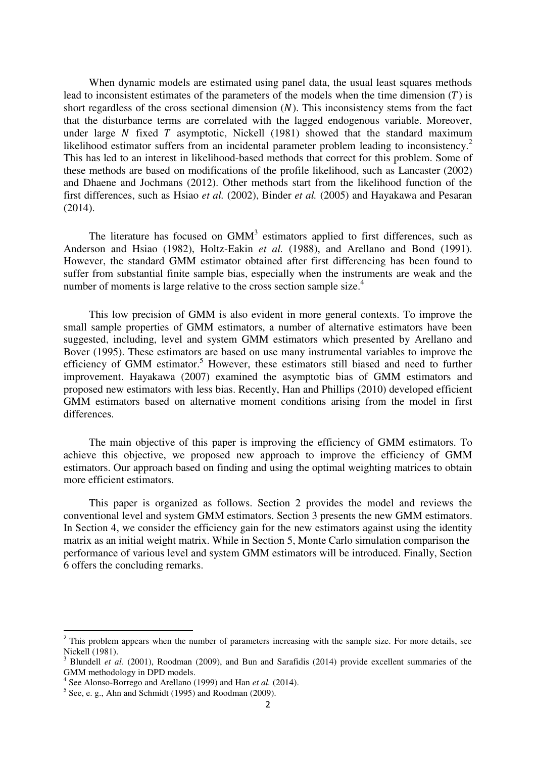When dynamic models are estimated using panel data, the usual least squares methods lead to inconsistent estimates of the parameters of the models when the time dimension ($T$) is short regardless of the cross sectional dimension ($N$). This inconsistency stems from the fact that the disturbance terms are correlated with the lagged endogenous variable. Moreover, under large $N$ fixed $T$ asymptotic, Nickell (1981) showed that the standard maximum likelihood estimator suffers from an incidental parameter problem leading to inconsistency.[2] This has led to an interest in likelihood-based methods that correct for this problem. Some of these methods are based on modifications of the profile likelihood, such as Lancaster (2002) and Dhaene and Jochmans (2012). Other methods start from the likelihood function of the first differences, such as Hsiao *et al.* (2002), Binder *et al.* (2005) and Hayakawa and Pesaran (2014).

The literature has focused on GMM[3] estimators applied to first differences, such as Anderson and Hsiao (1982), Holtz-Eakin *et al.* (1988), and Arellano and Bond (1991). However, the standard GMM estimator obtained after first differencing has been found to suffer from substantial finite sample bias, especially when the instruments are weak and the number of moments is large relative to the cross section sample size.[4]

This low precision of GMM is also evident in more general contexts. To improve the small sample properties of GMM estimators, a number of alternative estimators have been suggested, including, level and system GMM estimators which presented by Arellano and Bover (1995). These estimators are based on use many instrumental variables to improve the efficiency of GMM estimator.[5] However, these estimators still biased and need to further improvement. Hayakawa (2007) examined the asymptotic bias of GMM estimators and proposed new estimators with less bias. Recently, Han and Phillips (2010) developed efficient GMM estimators based on alternative moment conditions arising from the model in first differences.

The main objective of this paper is improving the efficiency of GMM estimators. To achieve this objective, we proposed new approach to improve the efficiency of GMM estimators. Our approach based on finding and using the optimal weighting matrices to obtain more efficient estimators.

This paper is organized as follows. Section 2 provides the model and reviews the conventional level and system GMM estimators. Section 3 presents the new GMM estimators. In Section 4, we consider the efficiency gain for the new estimators against using the identity matrix as an initial weight matrix. While in Section 5, Monte Carlo simulation comparison the performance of various level and system GMM estimators will be introduced. Finally, Section 6 offers the concluding remarks.

---

[2] This problem appears when the number of parameters increasing with the sample size. For more details, see Nickell (1981).

[3] Blundell *et al.* (2001), Roodman (2009), and Bun and Sarafidis (2014) provide excellent summaries of the GMM methodology in DPD models.

[4] See Alonso-Borrego and Arellano (1999) and Han *et al.* (2014).

[5] See, e. g., Ahn and Schmidt (1995) and Roodman (2009).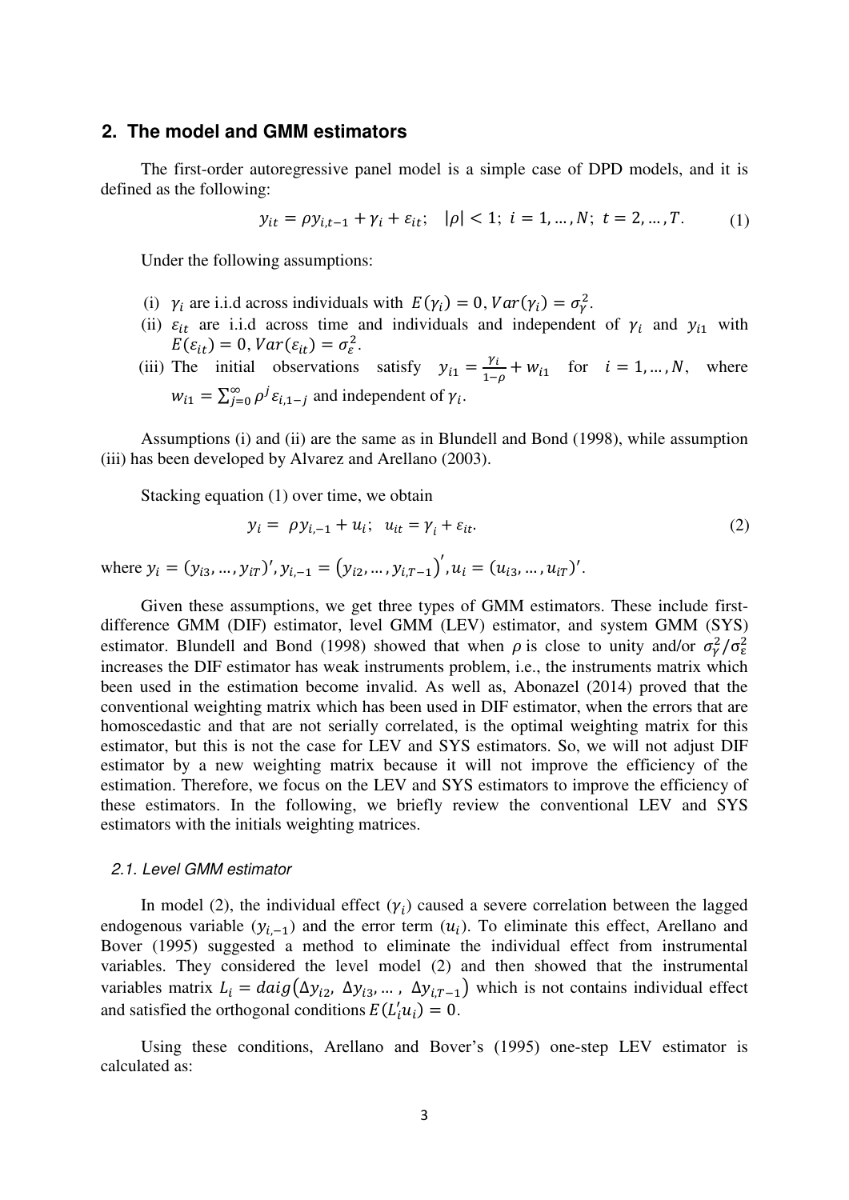## 2. The model and GMM estimators

The first-order autoregressive panel model is a simple case of DPD models, and it is defined as the following:

$$y_{it} = \rho y_{i,t-1} + \gamma_i + \varepsilon_{it}; \quad |\rho| < 1; \ i = 1, \dots, N; \ t = 2, \dots, T. \tag{1}$$

Under the following assumptions:

(i) $\gamma_i$ are i.i.d across individuals with $E(\gamma_i) = 0, Var(\gamma_i) = \sigma_\gamma^2$.

(ii) $\varepsilon_{it}$ are i.i.d across time and individuals and independent of $\gamma_i$ and $y_{i1}$ with $E(\varepsilon_{it}) = 0, Var(\varepsilon_{it}) = \sigma_\varepsilon^2$.

(iii) The initial observations satisfy $y_{i1} = \frac{\gamma_i}{1-\rho} + w_{i1}$ for $i = 1, \dots, N$, where $w_{i1} = \sum_{j=0}^{\infty} \rho^j \varepsilon_{i,1-j}$ and independent of $\gamma_i$.

Assumptions (i) and (ii) are the same as in Blundell and Bond (1998), while assumption (iii) has been developed by Alvarez and Arellano (2003).

Stacking equation (1) over time, we obtain

$$y_i = \rho y_{i,-1} + u_i; \quad u_{it} = \gamma_i + \varepsilon_{it}. \tag{2}$$

where $y_i = (y_{i3}, \dots, y_{iT})', y_{i,-1} = (y_{i2}, \dots, y_{i,T-1})', u_i = (u_{i3}, \dots, u_{iT})'$.

Given these assumptions, we get three types of GMM estimators. These include first-difference GMM (DIF) estimator, level GMM (LEV) estimator, and system GMM (SYS) estimator. Blundell and Bond (1998) showed that when $\rho$ is close to unity and/or $\sigma_\gamma^2/\sigma_\varepsilon^2$ increases the DIF estimator has weak instruments problem, i.e., the instruments matrix which been used in the estimation become invalid. As well as, Abonazel (2014) proved that the conventional weighting matrix which has been used in DIF estimator, when the errors that are homoscedastic and that are not serially correlated, is the optimal weighting matrix for this estimator, but this is not the case for LEV and SYS estimators. So, we will not adjust DIF estimator by a new weighting matrix because it will not improve the efficiency of the estimation. Therefore, we focus on the LEV and SYS estimators to improve the efficiency of these estimators. In the following, we briefly review the conventional LEV and SYS estimators with the initials weighting matrices.

### 2.1. Level GMM estimator

In model (2), the individual effect $(\gamma_i)$ caused a severe correlation between the lagged endogenous variable $(y_{i,-1})$ and the error term $(u_i)$. To eliminate this effect, Arellano and Bover (1995) suggested a method to eliminate the individual effect from instrumental variables. They considered the level model (2) and then showed that the instrumental variables matrix $L_i = daig(\Delta y_{i2}, \ \Delta y_{i3}, \dots, \ \Delta y_{i,T-1})$ which is not contains individual effect and satisfied the orthogonal conditions $E(L_i' u_i) = 0$.

Using these conditions, Arellano and Bover's (1995) one-step LEV estimator is calculated as: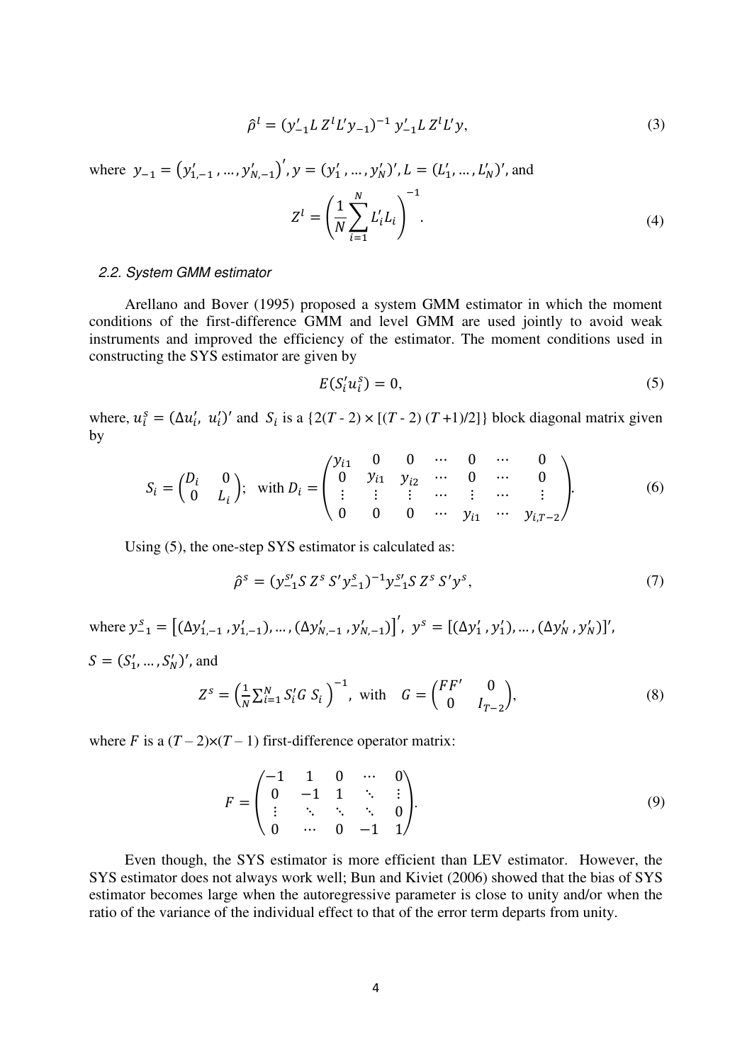$$\hat{\rho}^l = (y_{-1}' L\, Z^l L' y_{-1})^{-1}\, y_{-1}' L\, Z^l L' y, \tag{3}$$

where $y_{-1} = \left(y_{1,-1}', \ldots, y_{N,-1}'\right)'$, $y = (y_1', \ldots, y_N')'$, $L = (L_1', \ldots, L_N')'$, and

$$Z^l = \left(\frac{1}{N}\sum_{i=1}^{N} L_i' L_i\right)^{-1}. \tag{4}$$

### *2.2. System GMM estimator*

Arellano and Bover (1995) proposed a system GMM estimator in which the moment conditions of the first-difference GMM and level GMM are used jointly to avoid weak instruments and improved the efficiency of the estimator. The moment conditions used in constructing the SYS estimator are given by

$$E(S_i' u_i^s) = 0, \tag{5}$$

where, $u_i^s = (\Delta u_i',\ u_i')'$ and $S_i$ is a $\{2(T - 2) \times [(T - 2)\,(T + 1)/2]\}$ block diagonal matrix given by

$$S_i = \begin{pmatrix} D_i & 0 \\ 0 & L_i \end{pmatrix};\ \text{ with } D_i = \begin{pmatrix} y_{i1} & 0 & 0 & \cdots & 0 & \cdots & 0 \\ 0 & y_{i1} & y_{i2} & \cdots & 0 & \cdots & 0 \\ \vdots & \vdots & \vdots & \cdots & \vdots & \cdots & \vdots \\ 0 & 0 & 0 & \cdots & y_{i1} & \cdots & y_{i,T-2} \end{pmatrix}. \tag{6}$$

Using (5), the one-step SYS estimator is calculated as:

$$\hat{\rho}^s = (y_{-1}^{s\prime} S\, Z^s\, S' y_{-1}^s)^{-1} y_{-1}^{s\prime} S\, Z^s\, S' y^s, \tag{7}$$

where $y_{-1}^s = \left[(\Delta y_{1,-1}', y_{1,-1}'), \ldots, (\Delta y_{N,-1}', y_{N,-1}')\right]'$, $y^s = [(\Delta y_1', y_1'), \ldots, (\Delta y_N', y_N')]'$,

$S = (S_1', \ldots, S_N')'$, and

$$Z^s = \left(\frac{1}{N}\sum_{i=1}^{N} S_i' G\, S_i\right)^{-1},\ \text{ with }\ G = \begin{pmatrix} FF' & 0 \\ 0 & I_{T-2} \end{pmatrix}, \tag{8}$$

where $F$ is a $(T - 2)\times(T - 1)$ first-difference operator matrix:

$$F = \begin{pmatrix} -1 & 1 & 0 & \cdots & 0 \\ 0 & -1 & 1 & \ddots & \vdots \\ \vdots & \ddots & \ddots & \ddots & 0 \\ 0 & \cdots & 0 & -1 & 1 \end{pmatrix}. \tag{9}$$

Even though, the SYS estimator is more efficient than LEV estimator. However, the SYS estimator does not always work well; Bun and Kiviet (2006) showed that the bias of SYS estimator becomes large when the autoregressive parameter is close to unity and/or when the ratio of the variance of the individual effect to that of the error term departs from unity.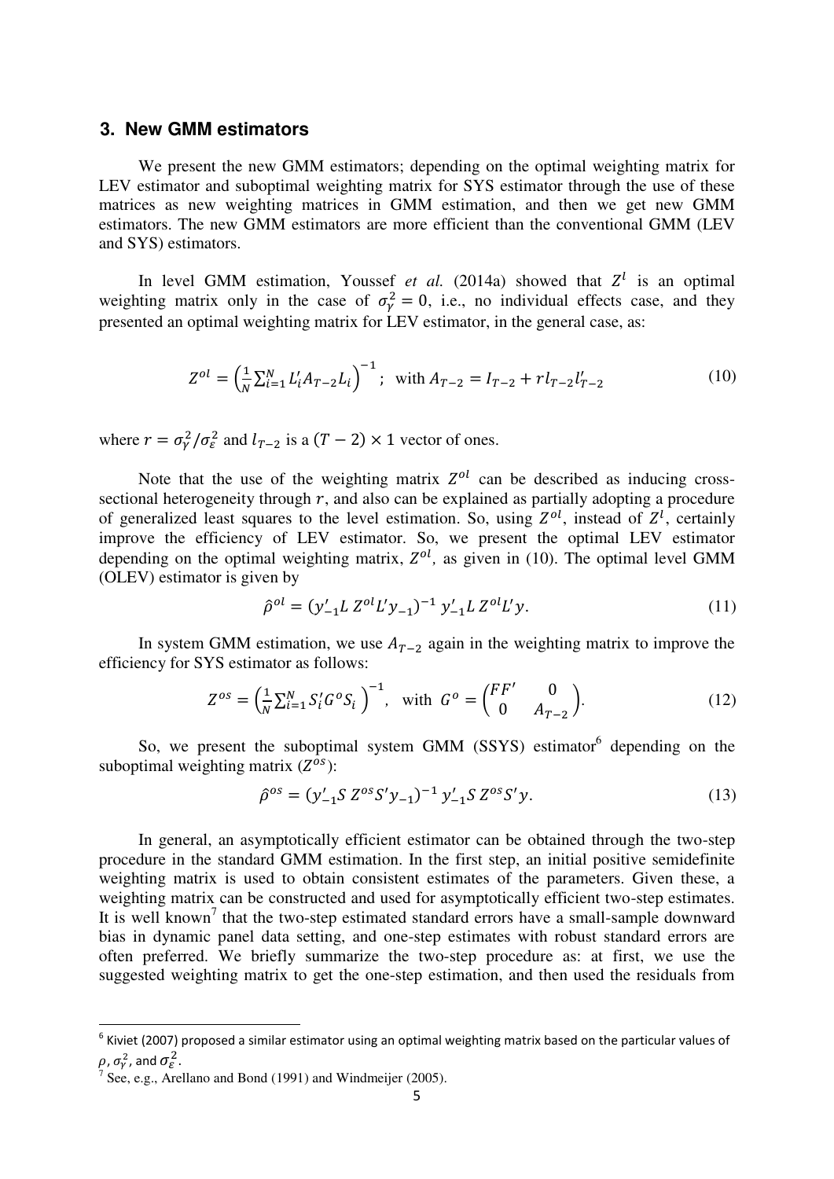## 3. New GMM estimators

We present the new GMM estimators; depending on the optimal weighting matrix for LEV estimator and suboptimal weighting matrix for SYS estimator through the use of these matrices as new weighting matrices in GMM estimation, and then we get new GMM estimators. The new GMM estimators are more efficient than the conventional GMM (LEV and SYS) estimators.

In level GMM estimation, Youssef *et al.* (2014a) showed that $Z^l$ is an optimal weighting matrix only in the case of $\sigma_\gamma^2 = 0$, i.e., no individual effects case, and they presented an optimal weighting matrix for LEV estimator, in the general case, as:

$$Z^{ol} = \left(\frac{1}{N}\sum_{i=1}^{N} L_i' A_{T-2} L_i\right)^{-1}; \quad \text{with } A_{T-2} = I_{T-2} + r l_{T-2} l_{T-2}' \tag{10}$$

where $r = \sigma_\gamma^2/\sigma_\varepsilon^2$ and $l_{T-2}$ is a $(T-2)\times 1$ vector of ones.

Note that the use of the weighting matrix $Z^{ol}$ can be described as inducing cross-sectional heterogeneity through $r$, and also can be explained as partially adopting a procedure of generalized least squares to the level estimation. So, using $Z^{ol}$, instead of $Z^l$, certainly improve the efficiency of LEV estimator. So, we present the optimal LEV estimator depending on the optimal weighting matrix, $Z^{ol}$, as given in (10). The optimal level GMM (OLEV) estimator is given by

$$\hat{\rho}^{ol} = (y_{-1}' L\, Z^{ol} L' y_{-1})^{-1}\, y_{-1}' L\, Z^{ol} L' y. \tag{11}$$

In system GMM estimation, we use $A_{T-2}$ again in the weighting matrix to improve the efficiency for SYS estimator as follows:

$$Z^{os} = \left(\frac{1}{N}\sum_{i=1}^{N} S_i' G^o S_i\right)^{-1}, \quad \text{with } G^o = \begin{pmatrix} FF' & 0 \\ 0 & A_{T-2} \end{pmatrix}. \tag{12}$$

So, we present the suboptimal system GMM (SSYS) estimator[6] depending on the suboptimal weighting matrix ($Z^{os}$):

$$\hat{\rho}^{os} = (y_{-1}' S\, Z^{os} S' y_{-1})^{-1}\, y_{-1}' S\, Z^{os} S' y. \tag{13}$$

In general, an asymptotically efficient estimator can be obtained through the two-step procedure in the standard GMM estimation. In the first step, an initial positive semidefinite weighting matrix is used to obtain consistent estimates of the parameters. Given these, a weighting matrix can be constructed and used for asymptotically efficient two-step estimates. It is well known[7] that the two-step estimated standard errors have a small-sample downward bias in dynamic panel data setting, and one-step estimates with robust standard errors are often preferred. We briefly summarize the two-step procedure as: at first, we use the suggested weighting matrix to get the one-step estimation, and then used the residuals from

---

[6] Kiviet (2007) proposed a similar estimator using an optimal weighting matrix based on the particular values of $\rho$, $\sigma_\gamma^2$, and $\sigma_\varepsilon^2$.

[7] See, e.g., Arellano and Bond (1991) and Windmeijer (2005).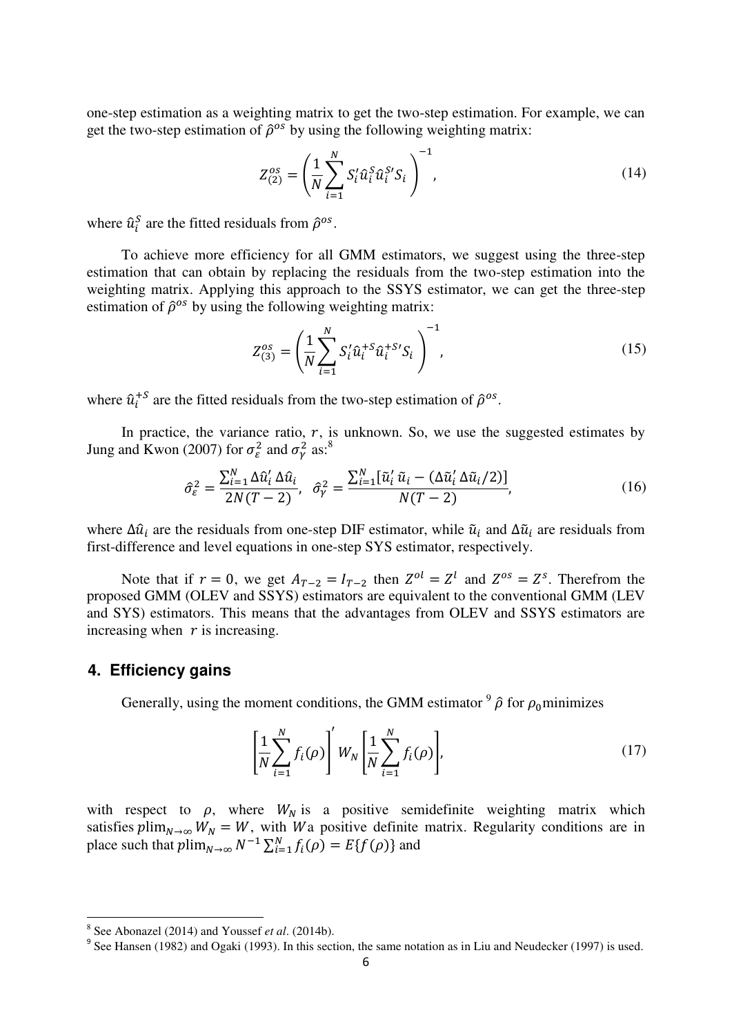one-step estimation as a weighting matrix to get the two-step estimation. For example, we can get the two-step estimation of $\hat{\rho}^{os}$ by using the following weighting matrix:

$$Z_{(2)}^{os} = \left( \frac{1}{N} \sum_{i=1}^{N} S_i' \hat{u}_i^S \hat{u}_i^{S\prime} S_i \right)^{-1}, \tag{14}$$

where $\hat{u}_i^S$ are the fitted residuals from $\hat{\rho}^{os}$.

To achieve more efficiency for all GMM estimators, we suggest using the three-step estimation that can obtain by replacing the residuals from the two-step estimation into the weighting matrix. Applying this approach to the SSYS estimator, we can get the three-step estimation of $\hat{\rho}^{os}$ by using the following weighting matrix:

$$Z_{(3)}^{os} = \left( \frac{1}{N} \sum_{i=1}^{N} S_i' \hat{u}_i^{+S} \hat{u}_i^{+S\prime} S_i \right)^{-1}, \tag{15}$$

where $\hat{u}_i^{+S}$ are the fitted residuals from the two-step estimation of $\hat{\rho}^{os}$.

In practice, the variance ratio, $r$, is unknown. So, we use the suggested estimates by Jung and Kwon (2007) for $\sigma_\varepsilon^2$ and $\sigma_\gamma^2$ as:[8]

$$\hat{\sigma}_\varepsilon^2 = \frac{\sum_{i=1}^{N} \Delta\hat{u}_i' \, \Delta\hat{u}_i}{2N(T-2)}, \quad \hat{\sigma}_\gamma^2 = \frac{\sum_{i=1}^{N} [\tilde{u}_i' \, \tilde{u}_i - (\Delta\tilde{u}_i' \, \Delta\tilde{u}_i / 2)]}{N(T-2)}, \tag{16}$$

where $\Delta\hat{u}_i$ are the residuals from one-step DIF estimator, while $\tilde{u}_i$ and $\Delta\tilde{u}_i$ are residuals from first-difference and level equations in one-step SYS estimator, respectively.

Note that if $r = 0$, we get $A_{T-2} = I_{T-2}$ then $Z^{ol} = Z^{l}$ and $Z^{os} = Z^{s}$. Therefrom the proposed GMM (OLEV and SSYS) estimators are equivalent to the conventional GMM (LEV and SYS) estimators. This means that the advantages from OLEV and SSYS estimators are increasing when $r$ is increasing.

## 4. Efficiency gains

Generally, using the moment conditions, the GMM estimator[9] $\hat{\rho}$ for $\rho_0$ minimizes

$$\left[ \frac{1}{N} \sum_{i=1}^{N} f_i(\rho) \right]' W_N \left[ \frac{1}{N} \sum_{i=1}^{N} f_i(\rho) \right], \tag{17}$$

with respect to $\rho$, where $W_N$ is a positive semidefinite weighting matrix which satisfies $p\lim_{N\to\infty} W_N = W$, with $W$ a positive definite matrix. Regularity conditions are in place such that $p\lim_{N\to\infty} N^{-1} \sum_{i=1}^{N} f_i(\rho) = E\{f(\rho)\}$ and

---

[8] See Abonazel (2014) and Youssef *et al*. (2014b).

[9] See Hansen (1982) and Ogaki (1993). In this section, the same notation as in Liu and Neudecker (1997) is used.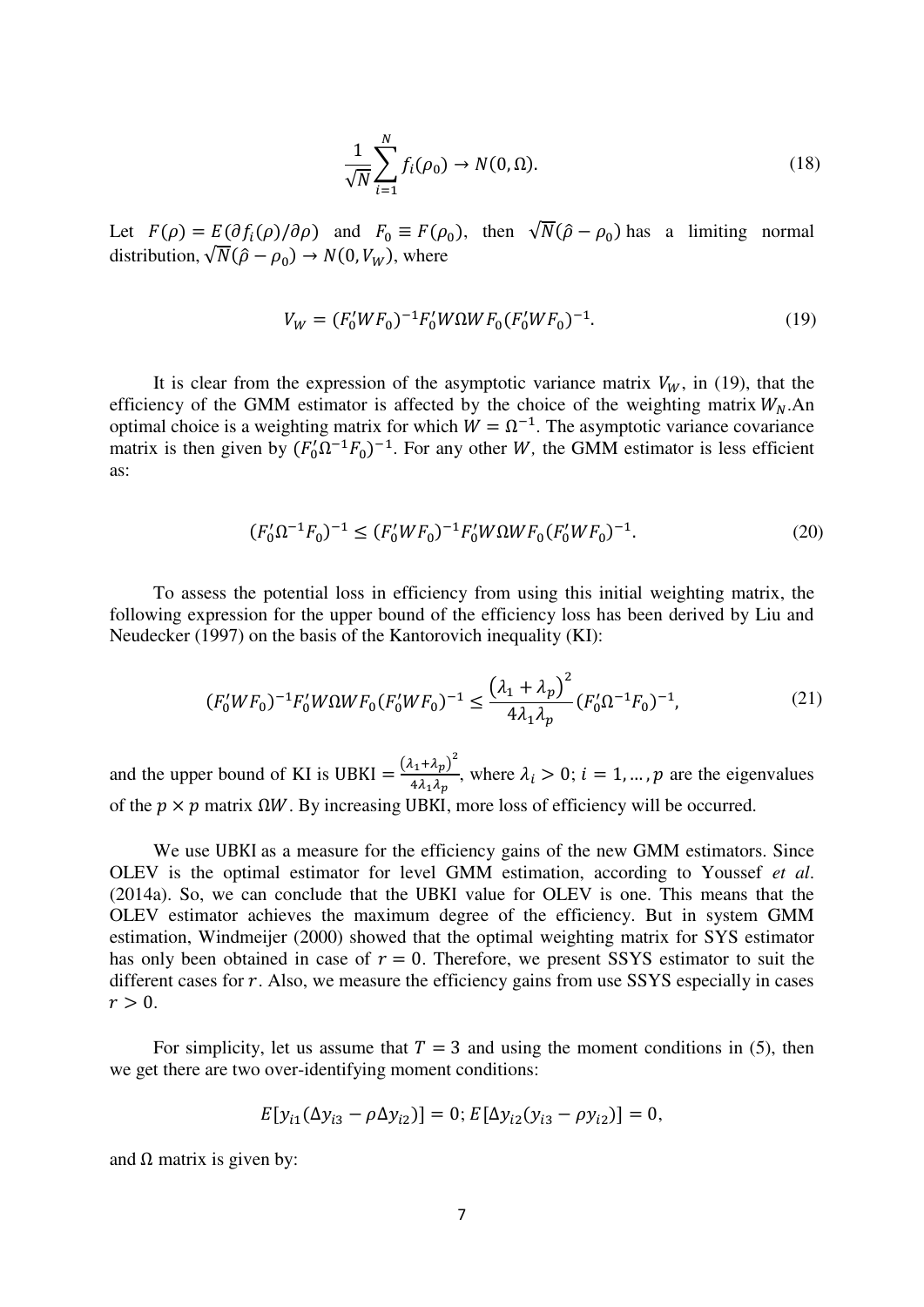$$\frac{1}{\sqrt{N}}\sum_{i=1}^{N} f_i(\rho_0) \rightarrow N(0, \Omega). \tag{18}$$

Let $F(\rho) = E(\partial f_i(\rho)/\partial \rho)$ and $F_0 \equiv F(\rho_0)$, then $\sqrt{N}(\hat{\rho} - \rho_0)$ has a limiting normal distribution, $\sqrt{N}(\hat{\rho} - \rho_0) \rightarrow N(0, V_W)$, where

$$V_W = (F_0' W F_0)^{-1} F_0' W \Omega W F_0 (F_0' W F_0)^{-1}. \tag{19}$$

It is clear from the expression of the asymptotic variance matrix $V_W$, in (19), that the efficiency of the GMM estimator is affected by the choice of the weighting matrix $W_N$.An optimal choice is a weighting matrix for which $W = \Omega^{-1}$. The asymptotic variance covariance matrix is then given by $(F_0' \Omega^{-1} F_0)^{-1}$. For any other $W$, the GMM estimator is less efficient as:

$$(F_0' \Omega^{-1} F_0)^{-1} \leq (F_0' W F_0)^{-1} F_0' W \Omega W F_0 (F_0' W F_0)^{-1}. \tag{20}$$

To assess the potential loss in efficiency from using this initial weighting matrix, the following expression for the upper bound of the efficiency loss has been derived by Liu and Neudecker (1997) on the basis of the Kantorovich inequality (KI):

$$(F_0' W F_0)^{-1} F_0' W \Omega W F_0 (F_0' W F_0)^{-1} \leq \frac{\left(\lambda_1 + \lambda_p\right)^2}{4\lambda_1 \lambda_p} (F_0' \Omega^{-1} F_0)^{-1}, \tag{21}$$

and the upper bound of KI is UBKI $= \frac{\left(\lambda_1 + \lambda_p\right)^2}{4\lambda_1 \lambda_p}$, where $\lambda_i > 0;\ i = 1, \ldots, p$ are the eigenvalues of the $p \times p$ matrix $\Omega W$. By increasing UBKI, more loss of efficiency will be occurred.

We use UBKI as a measure for the efficiency gains of the new GMM estimators. Since OLEV is the optimal estimator for level GMM estimation, according to Youssef *et al*. (2014a). So, we can conclude that the UBKI value for OLEV is one. This means that the OLEV estimator achieves the maximum degree of the efficiency. But in system GMM estimation, Windmeijer (2000) showed that the optimal weighting matrix for SYS estimator has only been obtained in case of $r = 0$. Therefore, we present SSYS estimator to suit the different cases for $r$. Also, we measure the efficiency gains from use SSYS especially in cases $r > 0$.

For simplicity, let us assume that $T = 3$ and using the moment conditions in (5), then we get there are two over-identifying moment conditions:

$$E[y_{i1}(\Delta y_{i3} - \rho \Delta y_{i2})] = 0; E[\Delta y_{i2}(y_{i3} - \rho y_{i2})] = 0,$$

and $\Omega$ matrix is given by: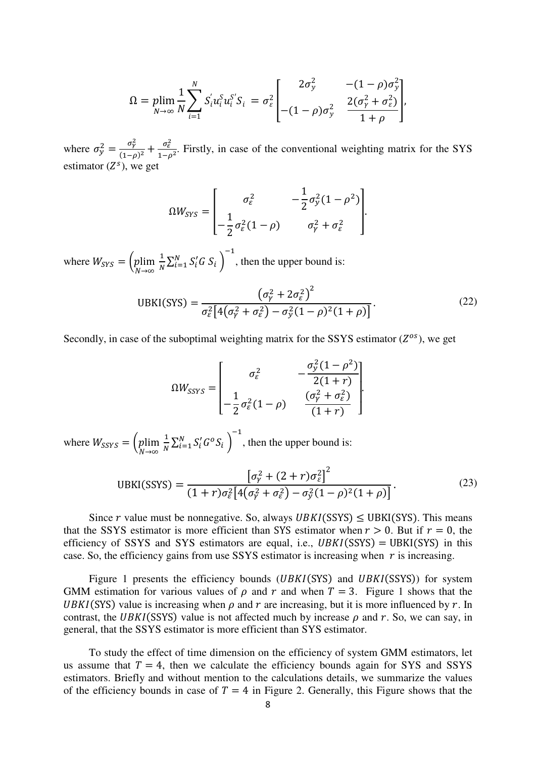$$\Omega = \underset{N\to\infty}{\text{plim}} \frac{1}{N}\sum_{i=1}^{N} S_i^{'} u_i^S u_i^{S'} S_i \; = \sigma_\varepsilon^2 \begin{bmatrix} 2\sigma_y^2 & -(1-\rho)\sigma_y^2 \\ -(1-\rho)\sigma_y^2 & \dfrac{2(\sigma_\gamma^2+\sigma_\varepsilon^2)}{1+\rho} \end{bmatrix},$$

where $\sigma_y^2 = \frac{\sigma_\gamma^2}{(1-\rho)^2} + \frac{\sigma_\varepsilon^2}{1-\rho^2}$. Firstly, in case of the conventional weighting matrix for the SYS estimator ($Z^s$), we get

$$\Omega W_{SYS} = \begin{bmatrix} \sigma_\varepsilon^2 & -\dfrac{1}{2}\sigma_y^2(1-\rho^2) \\ -\dfrac{1}{2}\sigma_\varepsilon^2(1-\rho) & \sigma_\gamma^2+\sigma_\varepsilon^2 \end{bmatrix}.$$

where $W_{SYS} = \left(\underset{N\to\infty}{\text{plim}} \frac{1}{N}\sum_{i=1}^{N} S_i' G \; S_i\right)^{-1}$, then the upper bound is:

$$\text{UBKI(SYS)} = \frac{\left(\sigma_\gamma^2 + 2\sigma_\varepsilon^2\right)^2}{\sigma_\varepsilon^2\left[4\left(\sigma_\gamma^2+\sigma_\varepsilon^2\right) - \sigma_y^2(1-\rho)^2(1+\rho)\right]}. \tag{22}$$

Secondly, in case of the suboptimal weighting matrix for the SSYS estimator ($Z^{os}$), we get

$$\Omega W_{SSYS} = \begin{bmatrix} \sigma_\varepsilon^2 & -\dfrac{\sigma_y^2(1-\rho^2)}{2(1+r)} \\ -\dfrac{1}{2}\sigma_\varepsilon^2(1-\rho) & \dfrac{(\sigma_\gamma^2+\sigma_\varepsilon^2)}{(1+r)} \end{bmatrix}.$$

where $W_{SSYS} = \left(\underset{N\to\infty}{\text{plim}} \frac{1}{N}\sum_{i=1}^{N} S_i' G^o S_i\right)^{-1}$, then the upper bound is:

$$\text{UBKI(SSYS)} = \frac{\left[\sigma_\gamma^2 + (2+r)\sigma_\varepsilon^2\right]^2}{(1+r)\sigma_\varepsilon^2\left[4\left(\sigma_\gamma^2+\sigma_\varepsilon^2\right) - \sigma_y^2(1-\rho)^2(1+\rho)\right]}. \tag{23}$$

Since $r$ value must be nonnegative. So, always $UBKI(\text{SSYS}) \leq \text{UBKI(SYS)}$. This means that the SSYS estimator is more efficient than SYS estimator when $r > 0$. But if $r = 0$, the efficiency of SSYS and SYS estimators are equal, i.e., $UBKI(\text{SSYS}) = \text{UBKI(SYS)}$ in this case. So, the efficiency gains from use SSYS estimator is increasing when $r$ is increasing.

Figure 1 presents the efficiency bounds ($UBKI(\text{SYS})$ and $UBKI(\text{SSYS})$) for system GMM estimation for various values of $\rho$ and $r$ and when $T = 3$. Figure 1 shows that the $UBKI(\text{SYS})$ value is increasing when $\rho$ and $r$ are increasing, but it is more influenced by $r$. In contrast, the $UBKI(\text{SSYS})$ value is not affected much by increase $\rho$ and $r$. So, we can say, in general, that the SSYS estimator is more efficient than SYS estimator.

To study the effect of time dimension on the efficiency of system GMM estimators, let us assume that $T = 4$, then we calculate the efficiency bounds again for SYS and SSYS estimators. Briefly and without mention to the calculations details, we summarize the values of the efficiency bounds in case of $T = 4$ in Figure 2. Generally, this Figure shows that the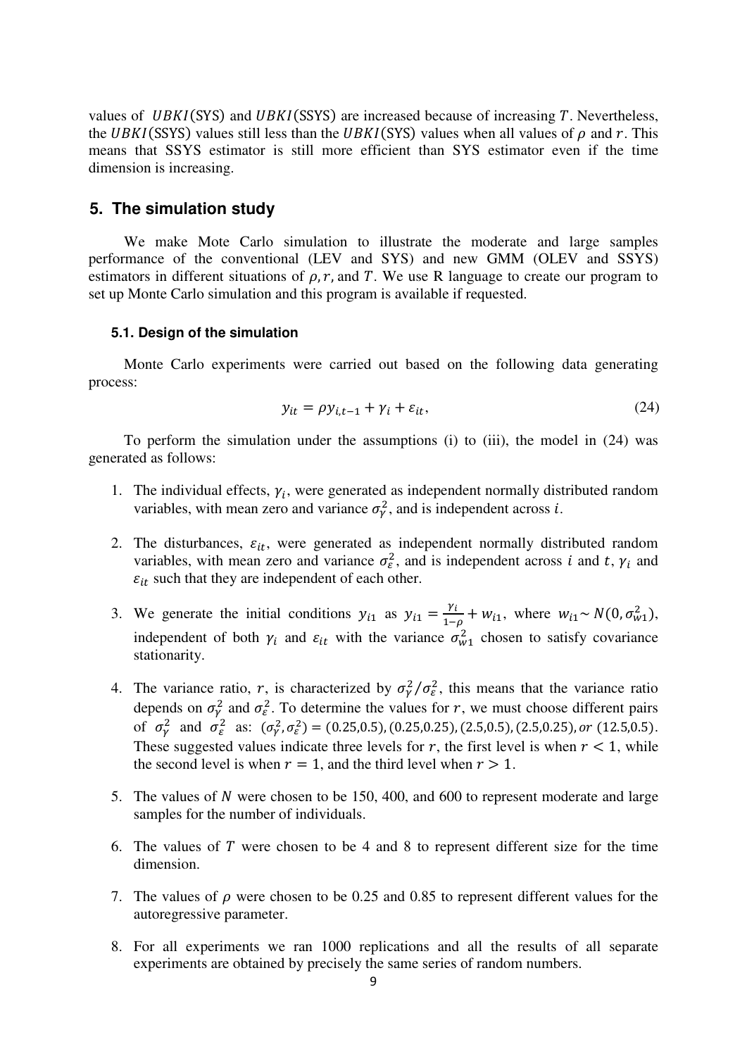values of $UBKI$(SYS) and $UBKI$(SSYS) are increased because of increasing $T$. Nevertheless, the $UBKI$(SSYS) values still less than the $UBKI$(SYS) values when all values of $\rho$ and $r$. This means that SSYS estimator is still more efficient than SYS estimator even if the time dimension is increasing.

## 5. The simulation study

We make Mote Carlo simulation to illustrate the moderate and large samples performance of the conventional (LEV and SYS) and new GMM (OLEV and SSYS) estimators in different situations of $\rho, r,$ and $T$. We use R language to create our program to set up Monte Carlo simulation and this program is available if requested.

### 5.1. Design of the simulation

Monte Carlo experiments were carried out based on the following data generating process:

$$y_{it} = \rho y_{i,t-1} + \gamma_i + \varepsilon_{it}, \tag{24}$$

To perform the simulation under the assumptions (i) to (iii), the model in (24) was generated as follows:

1. The individual effects, $\gamma_i$, were generated as independent normally distributed random variables, with mean zero and variance $\sigma_\gamma^2$, and is independent across $i$.
2. The disturbances, $\varepsilon_{it}$, were generated as independent normally distributed random variables, with mean zero and variance $\sigma_\varepsilon^2$, and is independent across $i$ and $t$, $\gamma_i$ and $\varepsilon_{it}$ such that they are independent of each other.
3. We generate the initial conditions $y_{i1}$ as $y_{i1} = \frac{\gamma_i}{1-\rho} + w_{i1}$, where $w_{i1} \sim N(0, \sigma_{w1}^2)$, independent of both $\gamma_i$ and $\varepsilon_{it}$ with the variance $\sigma_{w1}^2$ chosen to satisfy covariance stationarity.
4. The variance ratio, $r$, is characterized by $\sigma_\gamma^2/\sigma_\varepsilon^2$, this means that the variance ratio depends on $\sigma_\gamma^2$ and $\sigma_\varepsilon^2$. To determine the values for $r$, we must choose different pairs of $\sigma_\gamma^2$ and $\sigma_\varepsilon^2$ as: $(\sigma_\gamma^2, \sigma_\varepsilon^2) = (0.25,0.5), (0.25,0.25), (2.5,0.5), (2.5,0.25), or\ (12.5,0.5)$. These suggested values indicate three levels for $r$, the first level is when $r < 1$, while the second level is when $r = 1$, and the third level when $r > 1$.
5. The values of $N$ were chosen to be 150, 400, and 600 to represent moderate and large samples for the number of individuals.
6. The values of $T$ were chosen to be 4 and 8 to represent different size for the time dimension.
7. The values of $\rho$ were chosen to be 0.25 and 0.85 to represent different values for the autoregressive parameter.
8. For all experiments we ran 1000 replications and all the results of all separate experiments are obtained by precisely the same series of random numbers.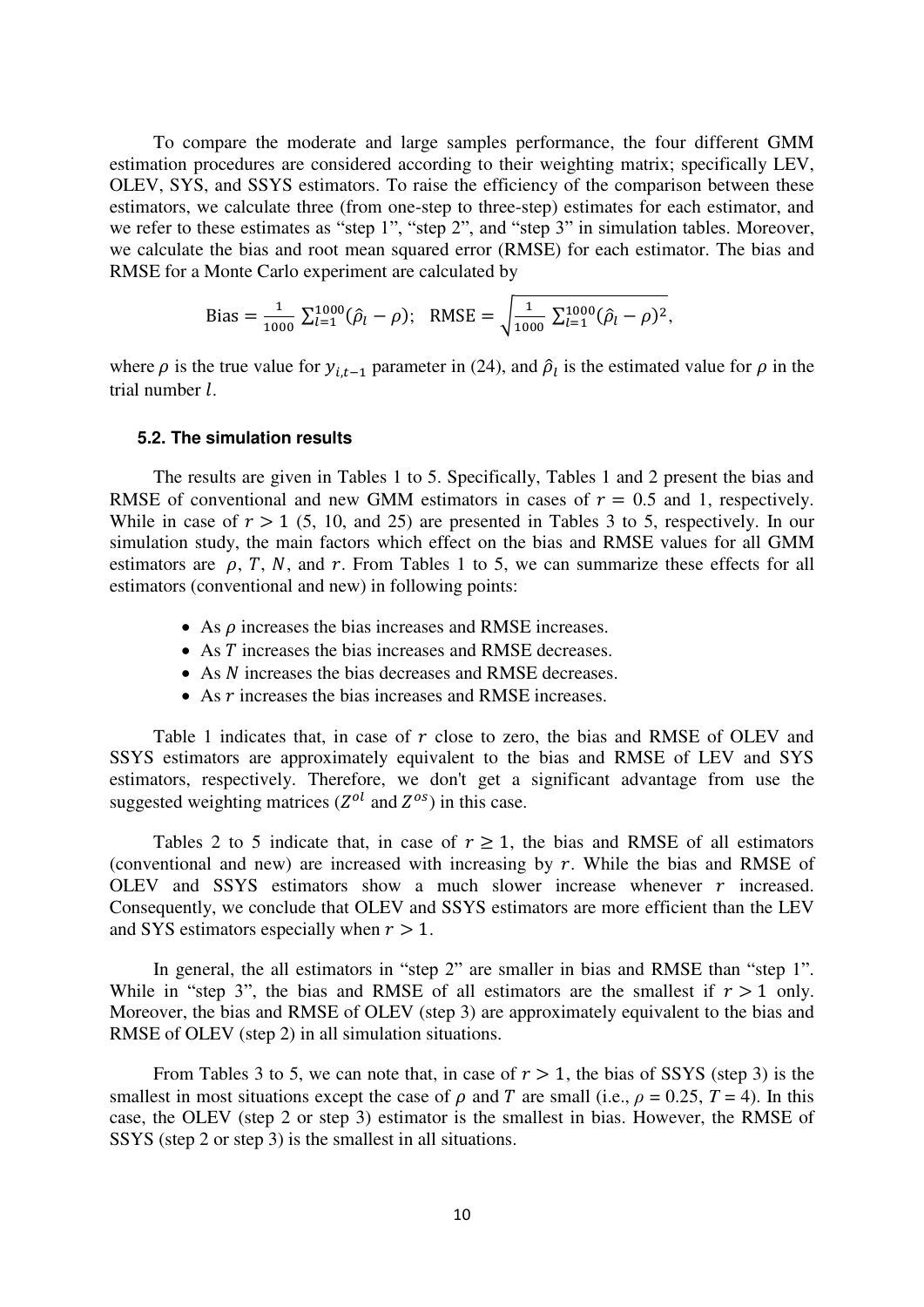To compare the moderate and large samples performance, the four different GMM estimation procedures are considered according to their weighting matrix; specifically LEV, OLEV, SYS, and SSYS estimators. To raise the efficiency of the comparison between these estimators, we calculate three (from one-step to three-step) estimates for each estimator, and we refer to these estimates as "step 1", "step 2", and "step 3" in simulation tables. Moreover, we calculate the bias and root mean squared error (RMSE) for each estimator. The bias and RMSE for a Monte Carlo experiment are calculated by

$$\text{Bias} = \frac{1}{1000}\sum_{l=1}^{1000}(\hat{\rho}_l - \rho); \quad \text{RMSE} = \sqrt{\frac{1}{1000}\sum_{l=1}^{1000}(\hat{\rho}_l - \rho)^2},$$

where $\rho$ is the true value for $y_{i,t-1}$ parameter in (24), and $\hat{\rho}_l$ is the estimated value for $\rho$ in the trial number $l$.

### 5.2. The simulation results

The results are given in Tables 1 to 5. Specifically, Tables 1 and 2 present the bias and RMSE of conventional and new GMM estimators in cases of $r = 0.5$ and 1, respectively. While in case of $r > 1$ (5, 10, and 25) are presented in Tables 3 to 5, respectively. In our simulation study, the main factors which effect on the bias and RMSE values for all GMM estimators are $\rho$, $T$, $N$, and $r$. From Tables 1 to 5, we can summarize these effects for all estimators (conventional and new) in following points:

- As $\rho$ increases the bias increases and RMSE increases.
- As $T$ increases the bias increases and RMSE decreases.
- As $N$ increases the bias decreases and RMSE decreases.
- As $r$ increases the bias increases and RMSE increases.

Table 1 indicates that, in case of $r$ close to zero, the bias and RMSE of OLEV and SSYS estimators are approximately equivalent to the bias and RMSE of LEV and SYS estimators, respectively. Therefore, we don't get a significant advantage from use the suggested weighting matrices ($Z^{ol}$ and $Z^{os}$) in this case.

Tables 2 to 5 indicate that, in case of $r \geq 1$, the bias and RMSE of all estimators (conventional and new) are increased with increasing by $r$. While the bias and RMSE of OLEV and SSYS estimators show a much slower increase whenever $r$ increased. Consequently, we conclude that OLEV and SSYS estimators are more efficient than the LEV and SYS estimators especially when $r > 1$.

In general, the all estimators in "step 2" are smaller in bias and RMSE than "step 1". While in "step 3", the bias and RMSE of all estimators are the smallest if $r > 1$ only. Moreover, the bias and RMSE of OLEV (step 3) are approximately equivalent to the bias and RMSE of OLEV (step 2) in all simulation situations.

From Tables 3 to 5, we can note that, in case of $r > 1$, the bias of SSYS (step 3) is the smallest in most situations except the case of $\rho$ and $T$ are small (i.e., $\rho$ = 0.25, $T$ = 4). In this case, the OLEV (step 2 or step 3) estimator is the smallest in bias. However, the RMSE of SSYS (step 2 or step 3) is the smallest in all situations.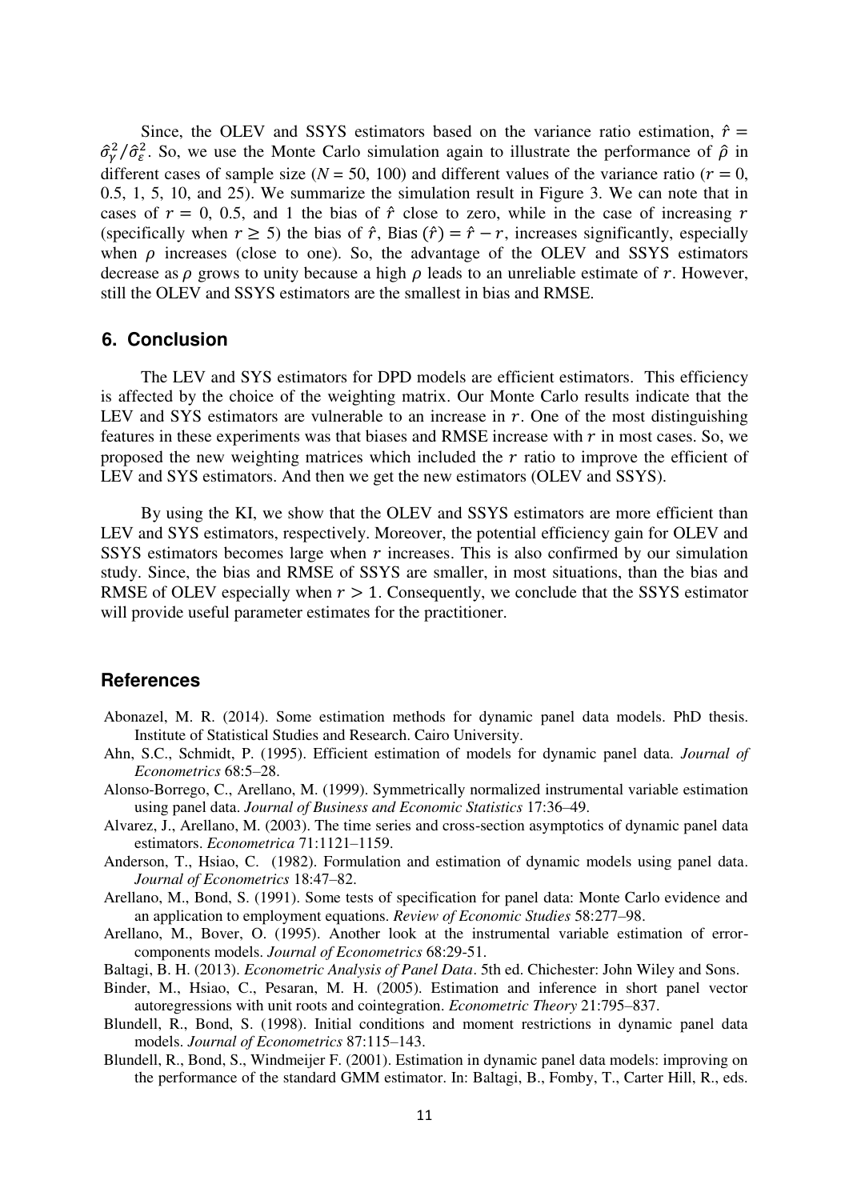Since, the OLEV and SSYS estimators based on the variance ratio estimation, $\hat{r} = \hat{\sigma}_{\gamma}^2/\hat{\sigma}_{\varepsilon}^2$. So, we use the Monte Carlo simulation again to illustrate the performance of $\hat{\rho}$ in different cases of sample size ($N$ = 50, 100) and different values of the variance ratio ($r = 0$, 0.5, 1, 5, 10, and 25). We summarize the simulation result in Figure 3. We can note that in cases of $r = 0$, 0.5, and 1 the bias of $\hat{r}$ close to zero, while in the case of increasing $r$ (specifically when $r \geq 5$) the bias of $\hat{r}$, Bias $(\hat{r}) = \hat{r} - r$, increases significantly, especially when $\rho$ increases (close to one). So, the advantage of the OLEV and SSYS estimators decrease as $\rho$ grows to unity because a high $\rho$ leads to an unreliable estimate of $r$. However, still the OLEV and SSYS estimators are the smallest in bias and RMSE.

## 6. Conclusion

The LEV and SYS estimators for DPD models are efficient estimators. This efficiency is affected by the choice of the weighting matrix. Our Monte Carlo results indicate that the LEV and SYS estimators are vulnerable to an increase in $r$. One of the most distinguishing features in these experiments was that biases and RMSE increase with $r$ in most cases. So, we proposed the new weighting matrices which included the $r$ ratio to improve the efficient of LEV and SYS estimators. And then we get the new estimators (OLEV and SSYS).

By using the KI, we show that the OLEV and SSYS estimators are more efficient than LEV and SYS estimators, respectively. Moreover, the potential efficiency gain for OLEV and SSYS estimators becomes large when $r$ increases. This is also confirmed by our simulation study. Since, the bias and RMSE of SSYS are smaller, in most situations, than the bias and RMSE of OLEV especially when $r > 1$. Consequently, we conclude that the SSYS estimator will provide useful parameter estimates for the practitioner.

## References

Abonazel, M. R. (2014). Some estimation methods for dynamic panel data models. PhD thesis. Institute of Statistical Studies and Research. Cairo University.

Ahn, S.C., Schmidt, P. (1995). Efficient estimation of models for dynamic panel data. *Journal of Econometrics* 68:5–28.

Alonso-Borrego, C., Arellano, M. (1999). Symmetrically normalized instrumental variable estimation using panel data. *Journal of Business and Economic Statistics* 17:36–49.

Alvarez, J., Arellano, M. (2003). The time series and cross-section asymptotics of dynamic panel data estimators. *Econometrica* 71:1121–1159.

Anderson, T., Hsiao, C. (1982). Formulation and estimation of dynamic models using panel data. *Journal of Econometrics* 18:47–82.

Arellano, M., Bond, S. (1991). Some tests of specification for panel data: Monte Carlo evidence and an application to employment equations. *Review of Economic Studies* 58:277–98.

Arellano, M., Bover, O. (1995). Another look at the instrumental variable estimation of error-components models. *Journal of Econometrics* 68:29-51.

Baltagi, B. H. (2013). *Econometric Analysis of Panel Data*. 5th ed. Chichester: John Wiley and Sons.

Binder, M., Hsiao, C., Pesaran, M. H. (2005). Estimation and inference in short panel vector autoregressions with unit roots and cointegration. *Econometric Theory* 21:795–837.

Blundell, R., Bond, S. (1998). Initial conditions and moment restrictions in dynamic panel data models. *Journal of Econometrics* 87:115–143.

Blundell, R., Bond, S., Windmeijer F. (2001). Estimation in dynamic panel data models: improving on the performance of the standard GMM estimator. In: Baltagi, B., Fomby, T., Carter Hill, R., eds.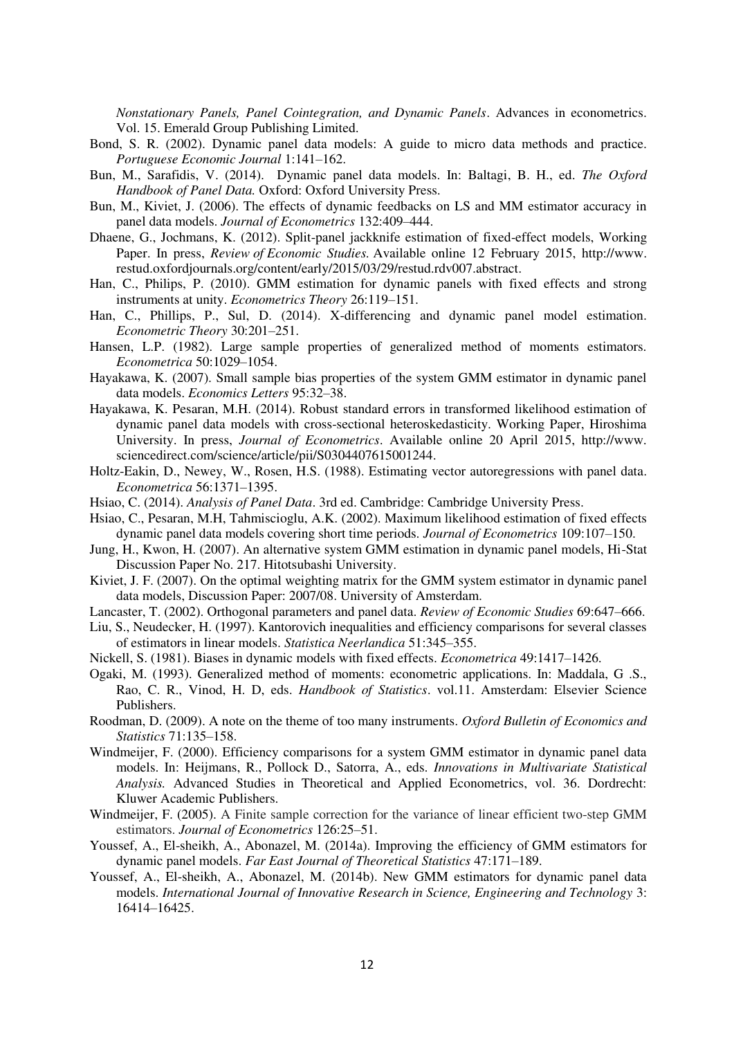*Nonstationary Panels, Panel Cointegration, and Dynamic Panels*. Advances in econometrics. Vol. 15. Emerald Group Publishing Limited.

Bond, S. R. (2002). Dynamic panel data models: A guide to micro data methods and practice. *Portuguese Economic Journal* 1:141–162.

Bun, M., Sarafidis, V. (2014). Dynamic panel data models. In: Baltagi, B. H., ed. *The Oxford Handbook of Panel Data.* Oxford: Oxford University Press.

Bun, M., Kiviet, J. (2006). The effects of dynamic feedbacks on LS and MM estimator accuracy in panel data models. *Journal of Econometrics* 132:409–444.

Dhaene, G., Jochmans, K. (2012). Split-panel jackknife estimation of fixed-effect models, Working Paper. In press, *Review of Economic Studies.* Available online 12 February 2015, http://www.restud.oxfordjournals.org/content/early/2015/03/29/restud.rdv007.abstract.

Han, C., Philips, P. (2010). GMM estimation for dynamic panels with fixed effects and strong instruments at unity. *Econometrics Theory* 26:119–151.

Han, C., Phillips, P., Sul, D. (2014). X-differencing and dynamic panel model estimation. *Econometric Theory* 30:201–251.

Hansen, L.P. (1982). Large sample properties of generalized method of moments estimators. *Econometrica* 50:1029–1054.

Hayakawa, K. (2007). Small sample bias properties of the system GMM estimator in dynamic panel data models. *Economics Letters* 95:32–38.

Hayakawa, K. Pesaran, M.H. (2014). Robust standard errors in transformed likelihood estimation of dynamic panel data models with cross-sectional heteroskedasticity. Working Paper, Hiroshima University. In press, *Journal of Econometrics*. Available online 20 April 2015, http://www.sciencedirect.com/science/article/pii/S0304407615001244.

Holtz-Eakin, D., Newey, W., Rosen, H.S. (1988). Estimating vector autoregressions with panel data. *Econometrica* 56:1371–1395.

Hsiao, C. (2014). *Analysis of Panel Data*. 3rd ed. Cambridge: Cambridge University Press.

Hsiao, C., Pesaran, M.H, Tahmiscioglu, A.K. (2002). Maximum likelihood estimation of fixed effects dynamic panel data models covering short time periods. *Journal of Econometrics* 109:107–150.

Jung, H., Kwon, H. (2007). An alternative system GMM estimation in dynamic panel models, Hi-Stat Discussion Paper No. 217. Hitotsubashi University.

Kiviet, J. F. (2007). On the optimal weighting matrix for the GMM system estimator in dynamic panel data models, Discussion Paper: 2007/08. University of Amsterdam.

Lancaster, T. (2002). Orthogonal parameters and panel data. *Review of Economic Studies* 69:647–666.

Liu, S., Neudecker, H. (1997). Kantorovich inequalities and efficiency comparisons for several classes of estimators in linear models. *Statistica Neerlandica* 51:345–355.

Nickell, S. (1981). Biases in dynamic models with fixed effects. *Econometrica* 49:1417–1426.

Ogaki, M. (1993). Generalized method of moments: econometric applications. In: Maddala, G .S., Rao, C. R., Vinod, H. D, eds. *Handbook of Statistics*. vol.11. Amsterdam: Elsevier Science Publishers.

Roodman, D. (2009). A note on the theme of too many instruments. *Oxford Bulletin of Economics and Statistics* 71:135–158.

Windmeijer, F. (2000). Efficiency comparisons for a system GMM estimator in dynamic panel data models. In: Heijmans, R., Pollock D., Satorra, A., eds. *Innovations in Multivariate Statistical Analysis.* Advanced Studies in Theoretical and Applied Econometrics, vol. 36. Dordrecht: Kluwer Academic Publishers.

Windmeijer, F. (2005). A Finite sample correction for the variance of linear efficient two-step GMM estimators. *Journal of Econometrics* 126:25–51.

Youssef, A., El-sheikh, A., Abonazel, M. (2014a). Improving the efficiency of GMM estimators for dynamic panel models. *Far East Journal of Theoretical Statistics* 47:171–189.

Youssef, A., El-sheikh, A., Abonazel, M. (2014b). New GMM estimators for dynamic panel data models. *International Journal of Innovative Research in Science, Engineering and Technology* 3: 16414–16425.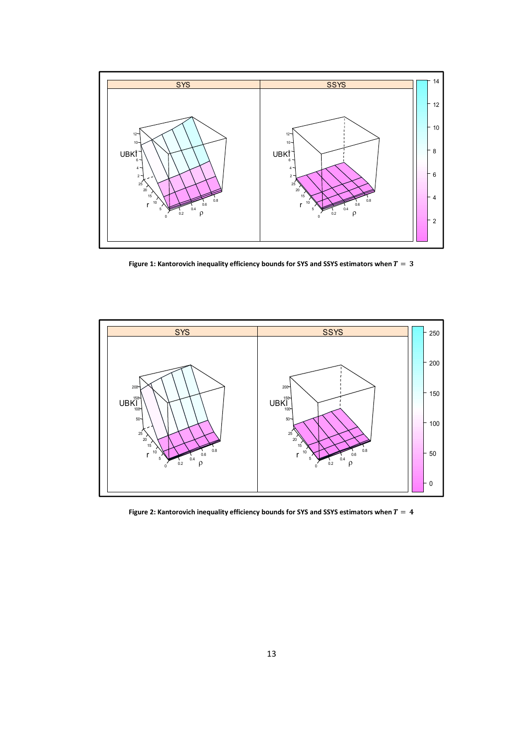**Figure 1: Kantorovich inequality efficiency bounds for SYS and SSYS estimators when $T = 3$**

**Figure 2: Kantorovich inequality efficiency bounds for SYS and SSYS estimators when $T = 4$**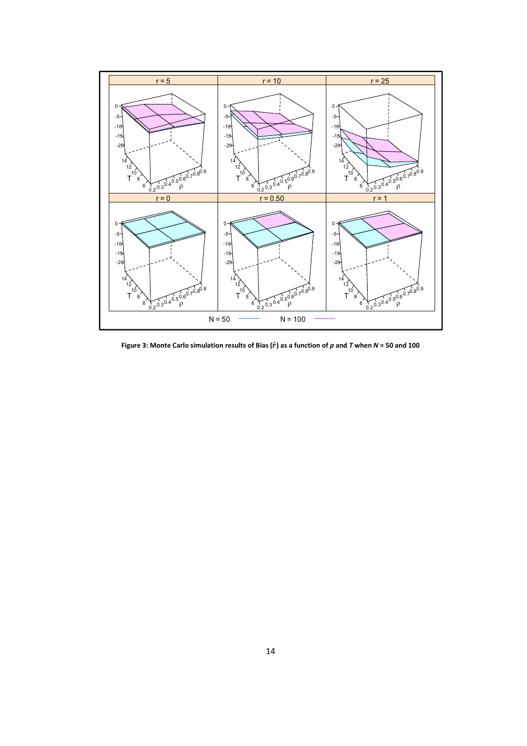**Figure 3: Monte Carlo simulation results of Bias ($\hat{r}$) as a function of $\rho$ and $T$ when $N$ = 50 and 100**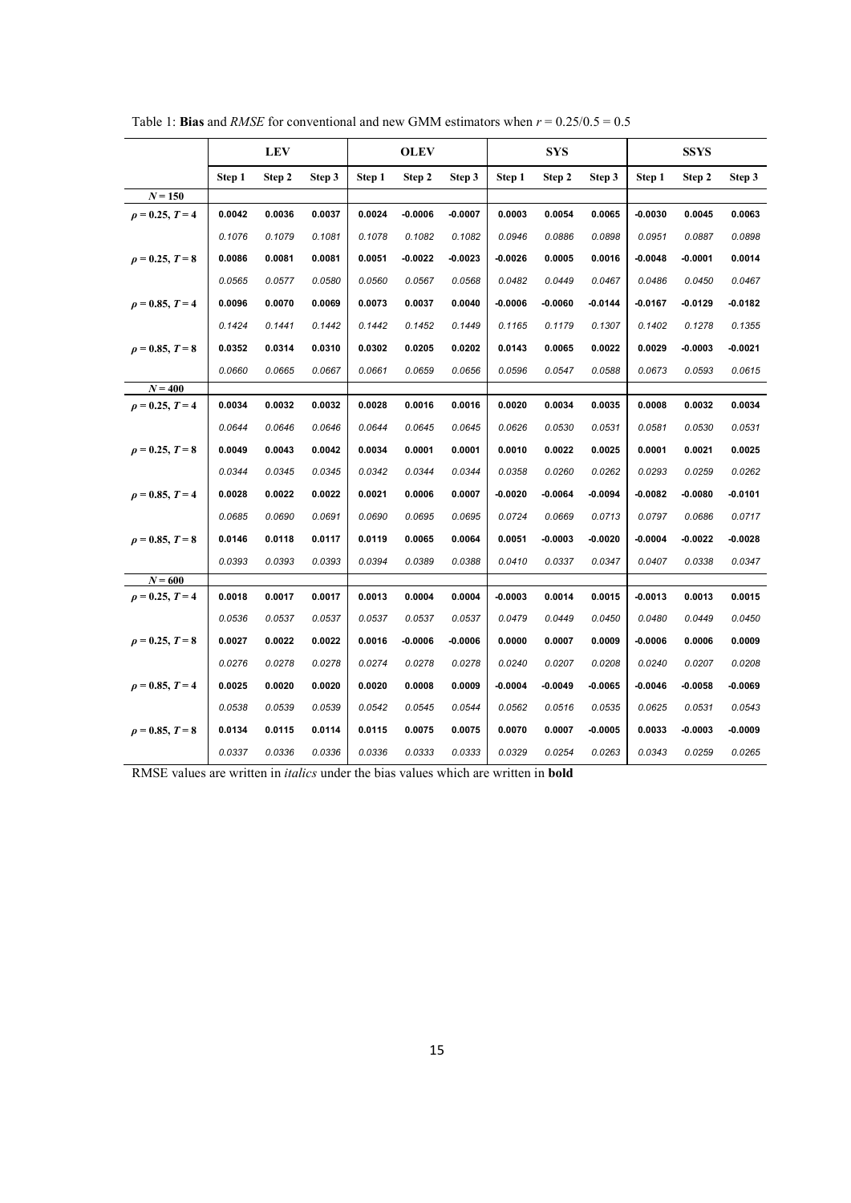Table 1: **Bias** and *RMSE* for conventional and new GMM estimators when $r = 0.25/0.5 = 0.5$

| | LEV | | | OLEV | | | SYS | | | SSYS | | |
|---|---|---|---|---|---|---|---|---|---|---|---|---|
| | Step 1 | Step 2 | Step 3 | Step 1 | Step 2 | Step 3 | Step 1 | Step 2 | Step 3 | Step 1 | Step 2 | Step 3 |
| $N = 150$ | | | | | | | | | | | | |
| $\rho = 0.25, T = 4$ | **0.0042** | **0.0036** | **0.0037** | **0.0024** | **-0.0006** | **-0.0007** | **0.0003** | **0.0054** | **0.0065** | **-0.0030** | **0.0045** | **0.0063** |
| | *0.1076* | *0.1079* | *0.1081* | *0.1078* | *0.1082* | *0.1082* | *0.0946* | *0.0886* | *0.0898* | *0.0951* | *0.0887* | *0.0898* |
| $\rho = 0.25, T = 8$ | **0.0086** | **0.0081** | **0.0081** | **0.0051** | **-0.0022** | **-0.0023** | **-0.0026** | **0.0005** | **0.0016** | **-0.0048** | **-0.0001** | **0.0014** |
| | *0.0565* | *0.0577* | *0.0580* | *0.0560* | *0.0567* | *0.0568* | *0.0482* | *0.0449* | *0.0467* | *0.0486* | *0.0450* | *0.0467* |
| $\rho = 0.85, T = 4$ | **0.0096** | **0.0070** | **0.0069** | **0.0073** | **0.0037** | **0.0040** | **-0.0006** | **-0.0060** | **-0.0144** | **-0.0167** | **-0.0129** | **-0.0182** |
| | *0.1424* | *0.1441* | *0.1442* | *0.1442* | *0.1452* | *0.1449* | *0.1165* | *0.1179* | *0.1307* | *0.1402* | *0.1278* | *0.1355* |
| $\rho = 0.85, T = 8$ | **0.0352** | **0.0314** | **0.0310** | **0.0302** | **0.0205** | **0.0202** | **0.0143** | **0.0065** | **0.0022** | **0.0029** | **-0.0003** | **-0.0021** |
| | *0.0660* | *0.0665* | *0.0667* | *0.0661* | *0.0659* | *0.0656* | *0.0596* | *0.0547* | *0.0588* | *0.0673* | *0.0593* | *0.0615* |
| $N = 400$ | | | | | | | | | | | | |
| $\rho = 0.25, T = 4$ | **0.0034** | **0.0032** | **0.0032** | **0.0028** | **0.0016** | **0.0016** | **0.0020** | **0.0034** | **0.0035** | **0.0008** | **0.0032** | **0.0034** |
| | *0.0644* | *0.0646* | *0.0646* | *0.0644* | *0.0645* | *0.0645* | *0.0626* | *0.0530* | *0.0531* | *0.0581* | *0.0530* | *0.0531* |
| $\rho = 0.25, T = 8$ | **0.0049** | **0.0043** | **0.0042** | **0.0034** | **0.0001** | **0.0001** | **0.0010** | **0.0022** | **0.0025** | **0.0001** | **0.0021** | **0.0025** |
| | *0.0344* | *0.0345* | *0.0345* | *0.0342* | *0.0344* | *0.0344* | *0.0358* | *0.0260* | *0.0262* | *0.0293* | *0.0259* | *0.0262* |
| $\rho = 0.85, T = 4$ | **0.0028** | **0.0022** | **0.0022** | **0.0021** | **0.0006** | **0.0007** | **-0.0020** | **-0.0064** | **-0.0094** | **-0.0082** | **-0.0080** | **-0.0101** |
| | *0.0685* | *0.0690* | *0.0691* | *0.0690* | *0.0695* | *0.0695* | *0.0724* | *0.0669* | *0.0713* | *0.0797* | *0.0686* | *0.0717* |
| $\rho = 0.85, T = 8$ | **0.0146** | **0.0118** | **0.0117** | **0.0119** | **0.0065** | **0.0064** | **0.0051** | **-0.0003** | **-0.0020** | **-0.0004** | **-0.0022** | **-0.0028** |
| | *0.0393* | *0.0393* | *0.0393* | *0.0394* | *0.0389* | *0.0388* | *0.0410* | *0.0337* | *0.0347* | *0.0407* | *0.0338* | *0.0347* |
| $N = 600$ | | | | | | | | | | | | |
| $\rho = 0.25, T = 4$ | **0.0018** | **0.0017** | **0.0017** | **0.0013** | **0.0004** | **0.0004** | **-0.0003** | **0.0014** | **0.0015** | **-0.0013** | **0.0013** | **0.0015** |
| | *0.0536* | *0.0537* | *0.0537* | *0.0537* | *0.0537* | *0.0537* | *0.0479* | *0.0449* | *0.0450* | *0.0480* | *0.0449* | *0.0450* |
| $\rho = 0.25, T = 8$ | **0.0027** | **0.0022** | **0.0022** | **0.0016** | **-0.0006** | **-0.0006** | **0.0000** | **0.0007** | **0.0009** | **-0.0006** | **0.0006** | **0.0009** |
| | *0.0276* | *0.0278* | *0.0278* | *0.0274* | *0.0278* | *0.0278* | *0.0240* | *0.0207* | *0.0208* | *0.0240* | *0.0207* | *0.0208* |
| $\rho = 0.85, T = 4$ | **0.0025** | **0.0020** | **0.0020** | **0.0020** | **0.0008** | **0.0009** | **-0.0004** | **-0.0049** | **-0.0065** | **-0.0046** | **-0.0058** | **-0.0069** |
| | *0.0538* | *0.0539* | *0.0539* | *0.0542* | *0.0545* | *0.0544* | *0.0562* | *0.0516* | *0.0535* | *0.0625* | *0.0531* | *0.0543* |
| $\rho = 0.85, T = 8$ | **0.0134** | **0.0115** | **0.0114** | **0.0115** | **0.0075** | **0.0075** | **0.0070** | **0.0007** | **-0.0005** | **0.0033** | **-0.0003** | **-0.0009** |
| | *0.0337* | *0.0336* | *0.0336* | *0.0336* | *0.0333* | *0.0333* | *0.0329* | *0.0254* | *0.0263* | *0.0343* | *0.0259* | *0.0265* |

RMSE values are written in *italics* under the bias values which are written in **bold**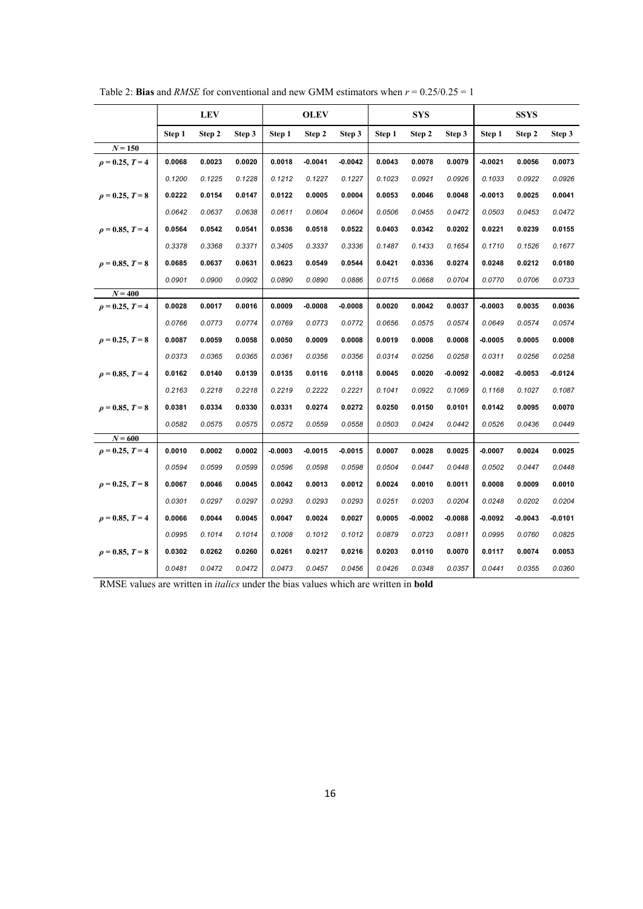Table 2: **Bias** and *RMSE* for conventional and new GMM estimators when $r = 0.25/0.25 = 1$

| | **LEV** | | | **OLEV** | | | **SYS** | | | **SSYS** | | |
|---|---|---|---|---|---|---|---|---|---|---|---|---|
| | **Step 1** | **Step 2** | **Step 3** | **Step 1** | **Step 2** | **Step 3** | **Step 1** | **Step 2** | **Step 3** | **Step 1** | **Step 2** | **Step 3** |
| $N = 150$ | | | | | | | | | | | | |
| $\rho = 0.25, T = 4$ | **0.0068** | **0.0023** | **0.0020** | **0.0018** | **-0.0041** | **-0.0042** | **0.0043** | **0.0078** | **0.0079** | **-0.0021** | **0.0056** | **0.0073** |
| | *0.1200* | *0.1225* | *0.1228* | *0.1212* | *0.1227* | *0.1227* | *0.1023* | *0.0921* | *0.0926* | *0.1033* | *0.0922* | *0.0926* |
| $\rho = 0.25, T = 8$ | **0.0222** | **0.0154** | **0.0147** | **0.0122** | **0.0005** | **0.0004** | **0.0053** | **0.0046** | **0.0048** | **-0.0013** | **0.0025** | **0.0041** |
| | *0.0642* | *0.0637* | *0.0638* | *0.0611* | *0.0604* | *0.0604* | *0.0506* | *0.0455* | *0.0472* | *0.0503* | *0.0453* | *0.0472* |
| $\rho = 0.85, T = 4$ | **0.0564** | **0.0542** | **0.0541** | **0.0536** | **0.0518** | **0.0522** | **0.0403** | **0.0342** | **0.0202** | **0.0221** | **0.0239** | **0.0155** |
| | *0.3378* | *0.3368* | *0.3371* | *0.3405* | *0.3337* | *0.3336* | *0.1487* | *0.1433* | *0.1654* | *0.1710* | *0.1526* | *0.1677* |
| $\rho = 0.85, T = 8$ | **0.0685** | **0.0637** | **0.0631** | **0.0623** | **0.0549** | **0.0544** | **0.0421** | **0.0336** | **0.0274** | **0.0248** | **0.0212** | **0.0180** |
| | *0.0901* | *0.0900* | *0.0902* | *0.0890* | *0.0890* | *0.0886* | *0.0715* | *0.0668* | *0.0704* | *0.0770* | *0.0706* | *0.0733* |
| $N = 400$ | | | | | | | | | | | | |
| $\rho = 0.25, T = 4$ | **0.0028** | **0.0017** | **0.0016** | **0.0009** | **-0.0008** | **-0.0008** | **0.0020** | **0.0042** | **0.0037** | **-0.0003** | **0.0035** | **0.0036** |
| | *0.0766* | *0.0773* | *0.0774* | *0.0769* | *0.0773* | *0.0772* | *0.0656* | *0.0575* | *0.0574* | *0.0649* | *0.0574* | *0.0574* |
| $\rho = 0.25, T = 8$ | **0.0087** | **0.0059** | **0.0058** | **0.0050** | **0.0009** | **0.0008** | **0.0019** | **0.0008** | **0.0008** | **-0.0005** | **0.0005** | **0.0008** |
| | *0.0373* | *0.0365* | *0.0365* | *0.0361* | *0.0356* | *0.0356* | *0.0314* | *0.0256* | *0.0258* | *0.0311* | *0.0256* | *0.0258* |
| $\rho = 0.85, T = 4$ | **0.0162** | **0.0140** | **0.0139** | **0.0135** | **0.0116** | **0.0118** | **0.0045** | **0.0020** | **-0.0092** | **-0.0082** | **-0.0053** | **-0.0124** |
| | *0.2163* | *0.2218* | *0.2218* | *0.2219* | *0.2222* | *0.2221* | *0.1041* | *0.0922* | *0.1069* | *0.1168* | *0.1027* | *0.1087* |
| $\rho = 0.85, T = 8$ | **0.0381** | **0.0334** | **0.0330** | **0.0331** | **0.0274** | **0.0272** | **0.0250** | **0.0150** | **0.0101** | **0.0142** | **0.0095** | **0.0070** |
| | *0.0582* | *0.0575* | *0.0575* | *0.0572* | *0.0559* | *0.0558* | *0.0503* | *0.0424* | *0.0442* | *0.0526* | *0.0436* | *0.0449* |
| $N = 600$ | | | | | | | | | | | | |
| $\rho = 0.25, T = 4$ | **0.0010** | **0.0002** | **0.0002** | **-0.0003** | **-0.0015** | **-0.0015** | **0.0007** | **0.0028** | **0.0025** | **-0.0007** | **0.0024** | **0.0025** |
| | *0.0594* | *0.0599* | *0.0599* | *0.0596* | *0.0598* | *0.0598* | *0.0504* | *0.0447* | *0.0448* | *0.0502* | *0.0447* | *0.0448* |
| $\rho = 0.25, T = 8$ | **0.0067** | **0.0046** | **0.0045** | **0.0042** | **0.0013** | **0.0012** | **0.0024** | **0.0010** | **0.0011** | **0.0008** | **0.0009** | **0.0010** |
| | *0.0301* | *0.0297* | *0.0297* | *0.0293* | *0.0293* | *0.0293* | *0.0251* | *0.0203* | *0.0204* | *0.0248* | *0.0202* | *0.0204* |
| $\rho = 0.85, T = 4$ | **0.0066** | **0.0044** | **0.0045** | **0.0047** | **0.0024** | **0.0027** | **0.0005** | **-0.0002** | **-0.0088** | **-0.0092** | **-0.0043** | **-0.0101** |
| | *0.0995* | *0.1014* | *0.1014* | *0.1008* | *0.1012* | *0.1012* | *0.0879* | *0.0723* | *0.0811* | *0.0995* | *0.0760* | *0.0825* |
| $\rho = 0.85, T = 8$ | **0.0302** | **0.0262** | **0.0260** | **0.0261** | **0.0217** | **0.0216** | **0.0203** | **0.0110** | **0.0070** | **0.0117** | **0.0074** | **0.0053** |
| | *0.0481* | *0.0472* | *0.0472* | *0.0473* | *0.0457* | *0.0456* | *0.0426* | *0.0348* | *0.0357* | *0.0441* | *0.0355* | *0.0360* |

RMSE values are written in *italics* under the bias values which are written in **bold**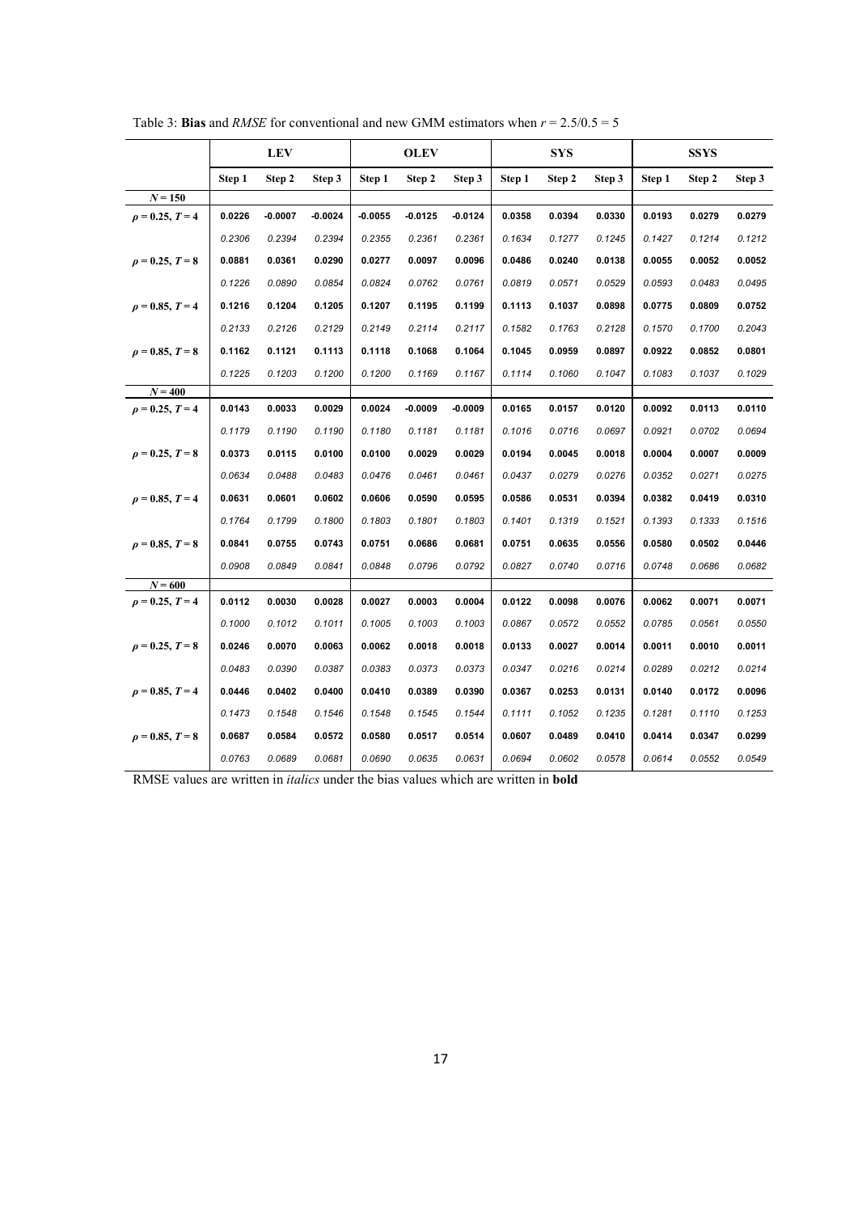Table 3: **Bias** and *RMSE* for conventional and new GMM estimators when $r = 2.5/0.5 = 5$

| | LEV | | | OLEV | | | SYS | | | SSYS | | |
|---|---|---|---|---|---|---|---|---|---|---|---|---|
| | Step 1 | Step 2 | Step 3 | Step 1 | Step 2 | Step 3 | Step 1 | Step 2 | Step 3 | Step 1 | Step 2 | Step 3 |
| $N = 150$ | | | | | | | | | | | | |
| $\rho = 0.25, T = 4$ | **0.0226** | **-0.0007** | **-0.0024** | **-0.0055** | **-0.0125** | **-0.0124** | **0.0358** | **0.0394** | **0.0330** | **0.0193** | **0.0279** | **0.0279** |
| | *0.2306* | *0.2394* | *0.2394* | *0.2355* | *0.2361* | *0.2361* | *0.1634* | *0.1277* | *0.1245* | *0.1427* | *0.1214* | *0.1212* |
| $\rho = 0.25, T = 8$ | **0.0881** | **0.0361** | **0.0290** | **0.0277** | **0.0097** | **0.0096** | **0.0486** | **0.0240** | **0.0138** | **0.0055** | **0.0052** | **0.0052** |
| | *0.1226* | *0.0890* | *0.0854* | *0.0824* | *0.0762* | *0.0761* | *0.0819* | *0.0571* | *0.0529* | *0.0593* | *0.0483* | *0.0495* |
| $\rho = 0.85, T = 4$ | **0.1216** | **0.1204** | **0.1205** | **0.1207** | **0.1195** | **0.1199** | **0.1113** | **0.1037** | **0.0898** | **0.0775** | **0.0809** | **0.0752** |
| | *0.2133* | *0.2126* | *0.2129* | *0.2149* | *0.2114* | *0.2117* | *0.1582* | *0.1763* | *0.2128* | *0.1570* | *0.1700* | *0.2043* |
| $\rho = 0.85, T = 8$ | **0.1162** | **0.1121** | **0.1113** | **0.1118** | **0.1068** | **0.1064** | **0.1045** | **0.0959** | **0.0897** | **0.0922** | **0.0852** | **0.0801** |
| | *0.1225* | *0.1203* | *0.1200* | *0.1200* | *0.1169* | *0.1167* | *0.1114* | *0.1060* | *0.1047* | *0.1083* | *0.1037* | *0.1029* |
| $N = 400$ | | | | | | | | | | | | |
| $\rho = 0.25, T = 4$ | **0.0143** | **0.0033** | **0.0029** | **0.0024** | **-0.0009** | **-0.0009** | **0.0165** | **0.0157** | **0.0120** | **0.0092** | **0.0113** | **0.0110** |
| | *0.1179* | *0.1190* | *0.1190* | *0.1180* | *0.1181* | *0.1181* | *0.1016* | *0.0716* | *0.0697* | *0.0921* | *0.0702* | *0.0694* |
| $\rho = 0.25, T = 8$ | **0.0373** | **0.0115** | **0.0100** | **0.0100** | **0.0029** | **0.0029** | **0.0194** | **0.0045** | **0.0018** | **0.0004** | **0.0007** | **0.0009** |
| | *0.0634* | *0.0488* | *0.0483* | *0.0476* | *0.0461* | *0.0461* | *0.0437* | *0.0279* | *0.0276* | *0.0352* | *0.0271* | *0.0275* |
| $\rho = 0.85, T = 4$ | **0.0631** | **0.0601** | **0.0602** | **0.0606** | **0.0590** | **0.0595** | **0.0586** | **0.0531** | **0.0394** | **0.0382** | **0.0419** | **0.0310** |
| | *0.1764* | *0.1799* | *0.1800* | *0.1803* | *0.1801* | *0.1803* | *0.1401* | *0.1319* | *0.1521* | *0.1393* | *0.1333* | *0.1516* |
| $\rho = 0.85, T = 8$ | **0.0841** | **0.0755** | **0.0743** | **0.0751** | **0.0686** | **0.0681** | **0.0751** | **0.0635** | **0.0556** | **0.0580** | **0.0502** | **0.0446** |
| | *0.0908* | *0.0849* | *0.0841* | *0.0848* | *0.0796* | *0.0792* | *0.0827* | *0.0740* | *0.0716* | *0.0748* | *0.0686* | *0.0682* |
| $N = 600$ | | | | | | | | | | | | |
| $\rho = 0.25, T = 4$ | **0.0112** | **0.0030** | **0.0028** | **0.0027** | **0.0003** | **0.0004** | **0.0122** | **0.0098** | **0.0076** | **0.0062** | **0.0071** | **0.0071** |
| | *0.1000* | *0.1012* | *0.1011* | *0.1005* | *0.1003* | *0.1003* | *0.0867* | *0.0572* | *0.0552* | *0.0785* | *0.0561* | *0.0550* |
| $\rho = 0.25, T = 8$ | **0.0246** | **0.0070** | **0.0063** | **0.0062** | **0.0018** | **0.0018** | **0.0133** | **0.0027** | **0.0014** | **0.0011** | **0.0010** | **0.0011** |
| | *0.0483* | *0.0390* | *0.0387* | *0.0383* | *0.0373* | *0.0373* | *0.0347* | *0.0216* | *0.0214* | *0.0289* | *0.0212* | *0.0214* |
| $\rho = 0.85, T = 4$ | **0.0446** | **0.0402** | **0.0400** | **0.0410** | **0.0389** | **0.0390** | **0.0367** | **0.0253** | **0.0131** | **0.0140** | **0.0172** | **0.0096** |
| | *0.1473* | *0.1548* | *0.1546* | *0.1548* | *0.1545* | *0.1544* | *0.1111* | *0.1052* | *0.1235* | *0.1281* | *0.1110* | *0.1253* |
| $\rho = 0.85, T = 8$ | **0.0687** | **0.0584** | **0.0572** | **0.0580** | **0.0517** | **0.0514** | **0.0607** | **0.0489** | **0.0410** | **0.0414** | **0.0347** | **0.0299** |
| | *0.0763* | *0.0689* | *0.0681* | *0.0690* | *0.0635* | *0.0631* | *0.0694* | *0.0602* | *0.0578* | *0.0614* | *0.0552* | *0.0549* |

RMSE values are written in *italics* under the bias values which are written in **bold**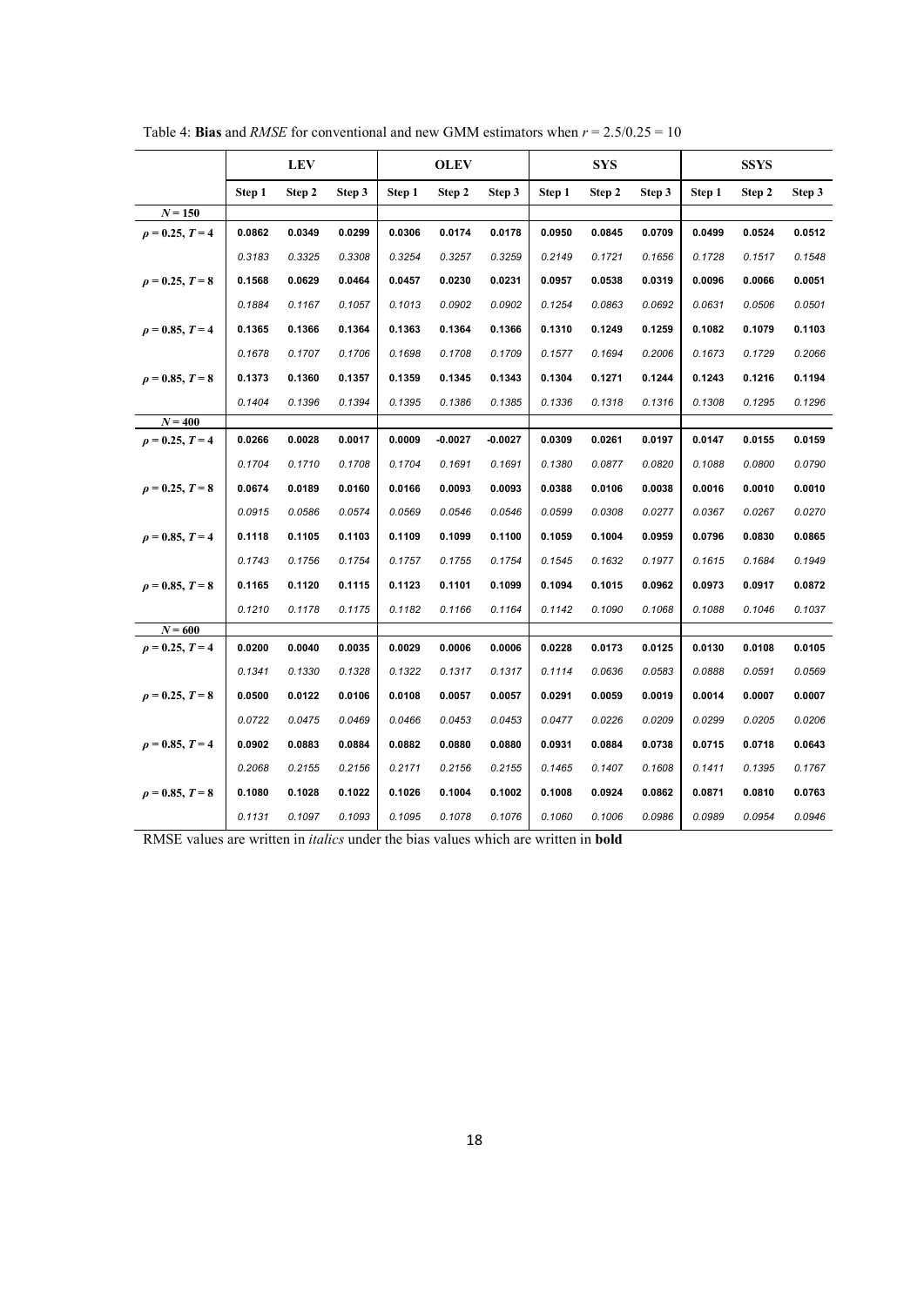Table 4: **Bias** and *RMSE* for conventional and new GMM estimators when $r = 2.5/0.25 = 10$

| | LEV | | | OLEV | | | SYS | | | SSYS | | |
|---|---|---|---|---|---|---|---|---|---|---|---|---|
| | Step 1 | Step 2 | Step 3 | Step 1 | Step 2 | Step 3 | Step 1 | Step 2 | Step 3 | Step 1 | Step 2 | Step 3 |
| $N = 150$ | | | | | | | | | | | | |
| $\rho = 0.25, T = 4$ | **0.0862** | **0.0349** | **0.0299** | **0.0306** | **0.0174** | **0.0178** | **0.0950** | **0.0845** | **0.0709** | **0.0499** | **0.0524** | **0.0512** |
| | *0.3183* | *0.3325* | *0.3308* | *0.3254* | *0.3257* | *0.3259* | *0.2149* | *0.1721* | *0.1656* | *0.1728* | *0.1517* | *0.1548* |
| $\rho = 0.25, T = 8$ | **0.1568** | **0.0629** | **0.0464** | **0.0457** | **0.0230** | **0.0231** | **0.0957** | **0.0538** | **0.0319** | **0.0096** | **0.0066** | **0.0051** |
| | *0.1884* | *0.1167* | *0.1057* | *0.1013* | *0.0902* | *0.0902* | *0.1254* | *0.0863* | *0.0692* | *0.0631* | *0.0506* | *0.0501* |
| $\rho = 0.85, T = 4$ | **0.1365** | **0.1366** | **0.1364** | **0.1363** | **0.1364** | **0.1366** | **0.1310** | **0.1249** | **0.1259** | **0.1082** | **0.1079** | **0.1103** |
| | *0.1678* | *0.1707* | *0.1706* | *0.1698* | *0.1708* | *0.1709* | *0.1577* | *0.1694* | *0.2006* | *0.1673* | *0.1729* | *0.2066* |
| $\rho = 0.85, T = 8$ | **0.1373** | **0.1360** | **0.1357** | **0.1359** | **0.1345** | **0.1343** | **0.1304** | **0.1271** | **0.1244** | **0.1243** | **0.1216** | **0.1194** |
| | *0.1404* | *0.1396* | *0.1394* | *0.1395* | *0.1386* | *0.1385* | *0.1336* | *0.1318* | *0.1316* | *0.1308* | *0.1295* | *0.1296* |
| $N = 400$ | | | | | | | | | | | | |
| $\rho = 0.25, T = 4$ | **0.0266** | **0.0028** | **0.0017** | **0.0009** | **-0.0027** | **-0.0027** | **0.0309** | **0.0261** | **0.0197** | **0.0147** | **0.0155** | **0.0159** |
| | *0.1704* | *0.1710* | *0.1708* | *0.1704* | *0.1691* | *0.1691* | *0.1380* | *0.0877* | *0.0820* | *0.1088* | *0.0800* | *0.0790* |
| $\rho = 0.25, T = 8$ | **0.0674** | **0.0189** | **0.0160** | **0.0166** | **0.0093** | **0.0093** | **0.0388** | **0.0106** | **0.0038** | **0.0016** | **0.0010** | **0.0010** |
| | *0.0915* | *0.0586* | *0.0574* | *0.0569* | *0.0546* | *0.0546* | *0.0599* | *0.0308* | *0.0277* | *0.0367* | *0.0267* | *0.0270* |
| $\rho = 0.85, T = 4$ | **0.1118** | **0.1105** | **0.1103** | **0.1109** | **0.1099** | **0.1100** | **0.1059** | **0.1004** | **0.0959** | **0.0796** | **0.0830** | **0.0865** |
| | *0.1743* | *0.1756* | *0.1754* | *0.1757* | *0.1755* | *0.1754* | *0.1545* | *0.1632* | *0.1977* | *0.1615* | *0.1684* | *0.1949* |
| $\rho = 0.85, T = 8$ | **0.1165** | **0.1120** | **0.1115** | **0.1123** | **0.1101** | **0.1099** | **0.1094** | **0.1015** | **0.0962** | **0.0973** | **0.0917** | **0.0872** |
| | *0.1210* | *0.1178* | *0.1175* | *0.1182* | *0.1166* | *0.1164* | *0.1142* | *0.1090* | *0.1068* | *0.1088* | *0.1046* | *0.1037* |
| $N = 600$ | | | | | | | | | | | | |
| $\rho = 0.25, T = 4$ | **0.0200** | **0.0040** | **0.0035** | **0.0029** | **0.0006** | **0.0006** | **0.0228** | **0.0173** | **0.0125** | **0.0130** | **0.0108** | **0.0105** |
| | *0.1341* | *0.1330* | *0.1328* | *0.1322* | *0.1317* | *0.1317* | *0.1114* | *0.0636* | *0.0583* | *0.0888* | *0.0591* | *0.0569* |
| $\rho = 0.25, T = 8$ | **0.0500** | **0.0122** | **0.0106** | **0.0108** | **0.0057** | **0.0057** | **0.0291** | **0.0059** | **0.0019** | **0.0014** | **0.0007** | **0.0007** |
| | *0.0722* | *0.0475* | *0.0469* | *0.0466* | *0.0453* | *0.0453* | *0.0477* | *0.0226* | *0.0209* | *0.0299* | *0.0205* | *0.0206* |
| $\rho = 0.85, T = 4$ | **0.0902** | **0.0883** | **0.0884** | **0.0882** | **0.0880** | **0.0880** | **0.0931** | **0.0884** | **0.0738** | **0.0715** | **0.0718** | **0.0643** |
| | *0.2068* | *0.2155* | *0.2156* | *0.2171* | *0.2156* | *0.2155* | *0.1465* | *0.1407* | *0.1608* | *0.1411* | *0.1395* | *0.1767* |
| $\rho = 0.85, T = 8$ | **0.1080** | **0.1028** | **0.1022** | **0.1026** | **0.1004** | **0.1002** | **0.1008** | **0.0924** | **0.0862** | **0.0871** | **0.0810** | **0.0763** |
| | *0.1131* | *0.1097* | *0.1093* | *0.1095* | *0.1078* | *0.1076* | *0.1060* | *0.1006* | *0.0986* | *0.0989* | *0.0954* | *0.0946* |

RMSE values are written in *italics* under the bias values which are written in **bold**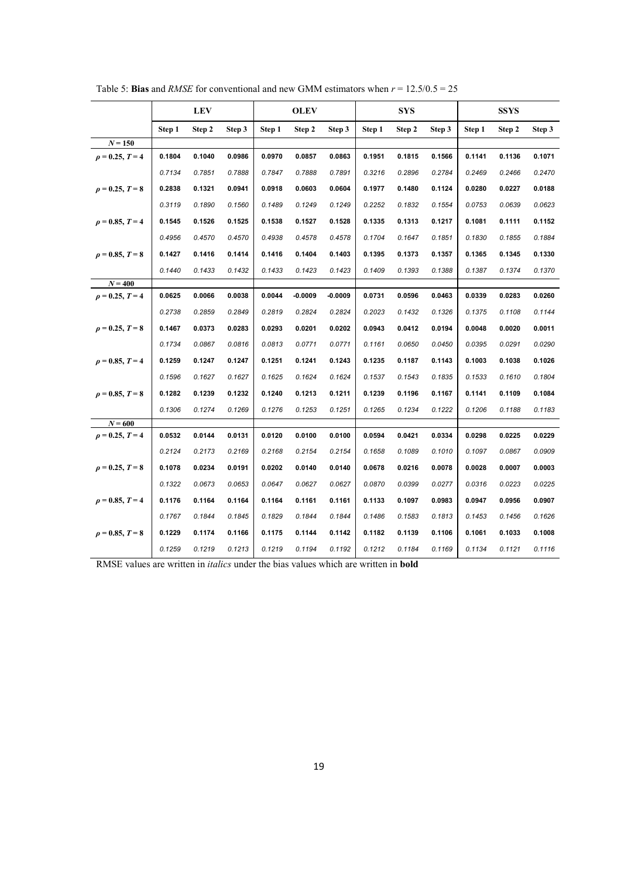Table 5: **Bias** and *RMSE* for conventional and new GMM estimators when $r = 12.5/0.5 = 25$

| | LEV | | | OLEV | | | SYS | | | SSYS | | |
|---|---|---|---|---|---|---|---|---|---|---|---|---|
| | Step 1 | Step 2 | Step 3 | Step 1 | Step 2 | Step 3 | Step 1 | Step 2 | Step 3 | Step 1 | Step 2 | Step 3 |
| $N = 150$ | | | | | | | | | | | | |
| $\rho = 0.25, T = 4$ | **0.1804** | **0.1040** | **0.0986** | **0.0970** | **0.0857** | **0.0863** | **0.1951** | **0.1815** | **0.1566** | **0.1141** | **0.1136** | **0.1071** |
| | *0.7134* | *0.7851* | *0.7888* | *0.7847* | *0.7888* | *0.7891* | *0.3216* | *0.2896* | *0.2784* | *0.2469* | *0.2466* | *0.2470* |
| $\rho = 0.25, T = 8$ | **0.2838** | **0.1321** | **0.0941** | **0.0918** | **0.0603** | **0.0604** | **0.1977** | **0.1480** | **0.1124** | **0.0280** | **0.0227** | **0.0188** |
| | *0.3119* | *0.1890* | *0.1560* | *0.1489* | *0.1249* | *0.1249* | *0.2252* | *0.1832* | *0.1554* | *0.0753* | *0.0639* | *0.0623* |
| $\rho = 0.85, T = 4$ | **0.1545** | **0.1526** | **0.1525** | **0.1538** | **0.1527** | **0.1528** | **0.1335** | **0.1313** | **0.1217** | **0.1081** | **0.1111** | **0.1152** |
| | *0.4956* | *0.4570* | *0.4570* | *0.4938* | *0.4578* | *0.4578* | *0.1704* | *0.1647* | *0.1851* | *0.1830* | *0.1855* | *0.1884* |
| $\rho = 0.85, T = 8$ | **0.1427** | **0.1416** | **0.1414** | **0.1416** | **0.1404** | **0.1403** | **0.1395** | **0.1373** | **0.1357** | **0.1365** | **0.1345** | **0.1330** |
| | *0.1440* | *0.1433* | *0.1432* | *0.1433* | *0.1423* | *0.1423* | *0.1409* | *0.1393* | *0.1388* | *0.1387* | *0.1374* | *0.1370* |
| $N = 400$ | | | | | | | | | | | | |
| $\rho = 0.25, T = 4$ | **0.0625** | **0.0066** | **0.0038** | **0.0044** | **-0.0009** | **-0.0009** | **0.0731** | **0.0596** | **0.0463** | **0.0339** | **0.0283** | **0.0260** |
| | *0.2738* | *0.2859* | *0.2849* | *0.2819* | *0.2824* | *0.2824* | *0.2023* | *0.1432* | *0.1326* | *0.1375* | *0.1108* | *0.1144* |
| $\rho = 0.25, T = 8$ | **0.1467** | **0.0373** | **0.0283** | **0.0293** | **0.0201** | **0.0202** | **0.0943** | **0.0412** | **0.0194** | **0.0048** | **0.0020** | **0.0011** |
| | *0.1734* | *0.0867* | *0.0816* | *0.0813* | *0.0771* | *0.0771* | *0.1161* | *0.0650* | *0.0450* | *0.0395* | *0.0291* | *0.0290* |
| $\rho = 0.85, T = 4$ | **0.1259** | **0.1247** | **0.1247** | **0.1251** | **0.1241** | **0.1243** | **0.1235** | **0.1187** | **0.1143** | **0.1003** | **0.1038** | **0.1026** |
| | *0.1596* | *0.1627* | *0.1627* | *0.1625* | *0.1624* | *0.1624* | *0.1537* | *0.1543* | *0.1835* | *0.1533* | *0.1610* | *0.1804* |
| $\rho = 0.85, T = 8$ | **0.1282** | **0.1239** | **0.1232** | **0.1240** | **0.1213** | **0.1211** | **0.1239** | **0.1196** | **0.1167** | **0.1141** | **0.1109** | **0.1084** |
| | *0.1306* | *0.1274* | *0.1269* | *0.1276* | *0.1253* | *0.1251* | *0.1265* | *0.1234* | *0.1222* | *0.1206* | *0.1188* | *0.1183* |
| $N = 600$ | | | | | | | | | | | | |
| $\rho = 0.25, T = 4$ | **0.0532** | **0.0144** | **0.0131** | **0.0120** | **0.0100** | **0.0100** | **0.0594** | **0.0421** | **0.0334** | **0.0298** | **0.0225** | **0.0229** |
| | *0.2124* | *0.2173* | *0.2169* | *0.2168* | *0.2154* | *0.2154* | *0.1658* | *0.1089* | *0.1010* | *0.1097* | *0.0867* | *0.0909* |
| $\rho = 0.25, T = 8$ | **0.1078** | **0.0234** | **0.0191** | **0.0202** | **0.0140** | **0.0140** | **0.0678** | **0.0216** | **0.0078** | **0.0028** | **0.0007** | **0.0003** |
| | *0.1322* | *0.0673* | *0.0653* | *0.0647* | *0.0627* | *0.0627* | *0.0870* | *0.0399* | *0.0277* | *0.0316* | *0.0223* | *0.0225* |
| $\rho = 0.85, T = 4$ | **0.1176** | **0.1164** | **0.1164** | **0.1164** | **0.1161** | **0.1161** | **0.1133** | **0.1097** | **0.0983** | **0.0947** | **0.0956** | **0.0907** |
| | *0.1767* | *0.1844* | *0.1845* | *0.1829* | *0.1844* | *0.1844* | *0.1486* | *0.1583* | *0.1813* | *0.1453* | *0.1456* | *0.1626* |
| $\rho = 0.85, T = 8$ | **0.1229** | **0.1174** | **0.1166** | **0.1175** | **0.1144** | **0.1142** | **0.1182** | **0.1139** | **0.1106** | **0.1061** | **0.1033** | **0.1008** |
| | *0.1259* | *0.1219* | *0.1213* | *0.1219* | *0.1194* | *0.1192* | *0.1212* | *0.1184* | *0.1169* | *0.1134* | *0.1121* | *0.1116* |

RMSE values are written in *italics* under the bias values which are written in **bold**